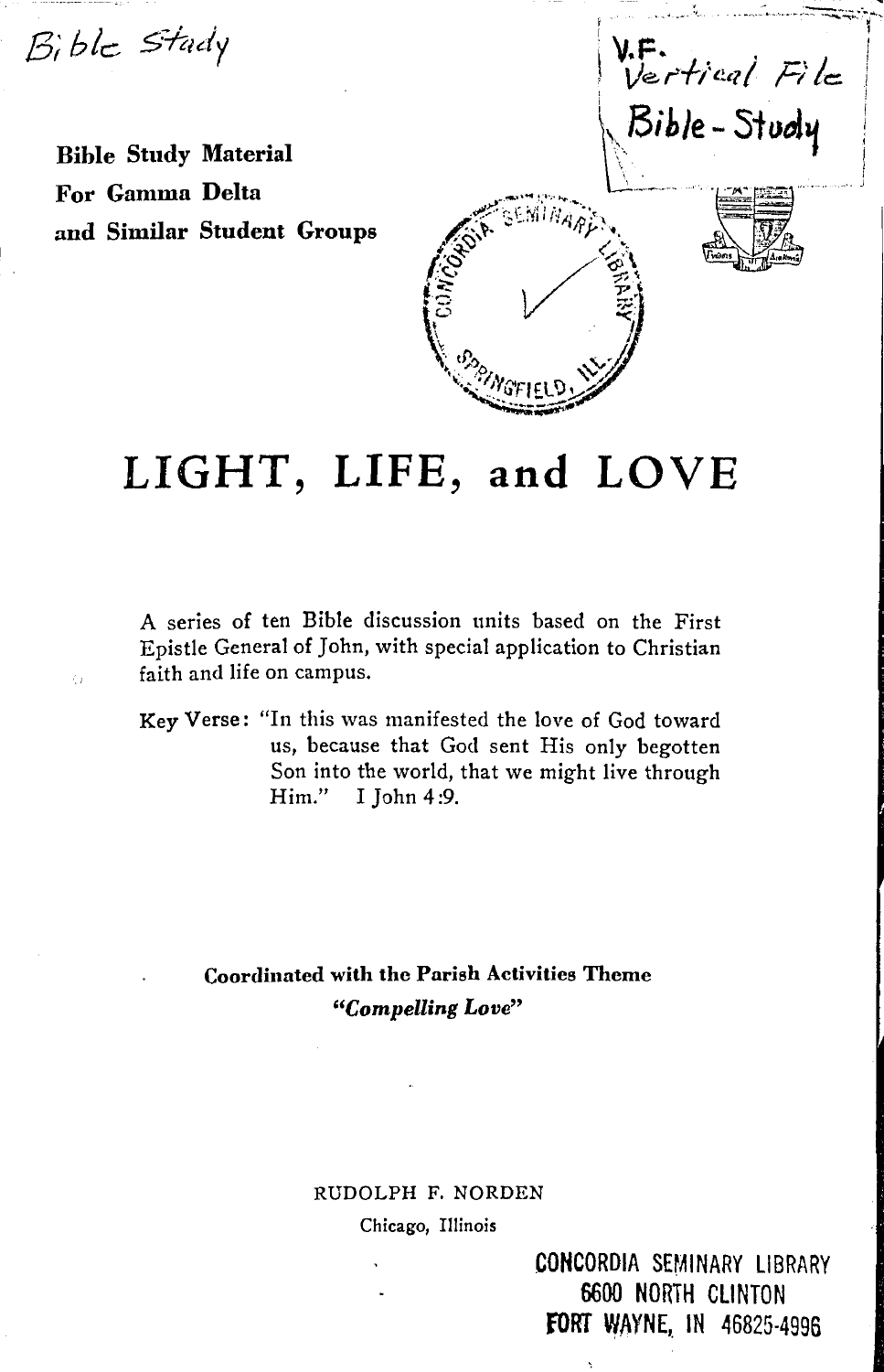Bible Study

V.F. Vertical File
Bible - Study

**Bible Study Material**
**For Gamma Delta**
**and Similar Student Groups**

# LIGHT, LIFE, and LOVE

A series of ten Bible discussion units based on the First Epistle General of John, with special application to Christian faith and life on campus.

Key Verse: "In this was manifested the love of God toward us, because that God sent His only begotten Son into the world, that we might live through Him." I John 4:9.

**Coordinated with the Parish Activities Theme**
***"Compelling Love"***

RUDOLPH F. NORDEN
Chicago, Illinois

CONCORDIA SEMINARY LIBRARY
6600 NORTH CLINTON
FORT WAYNE, IN 46825-4996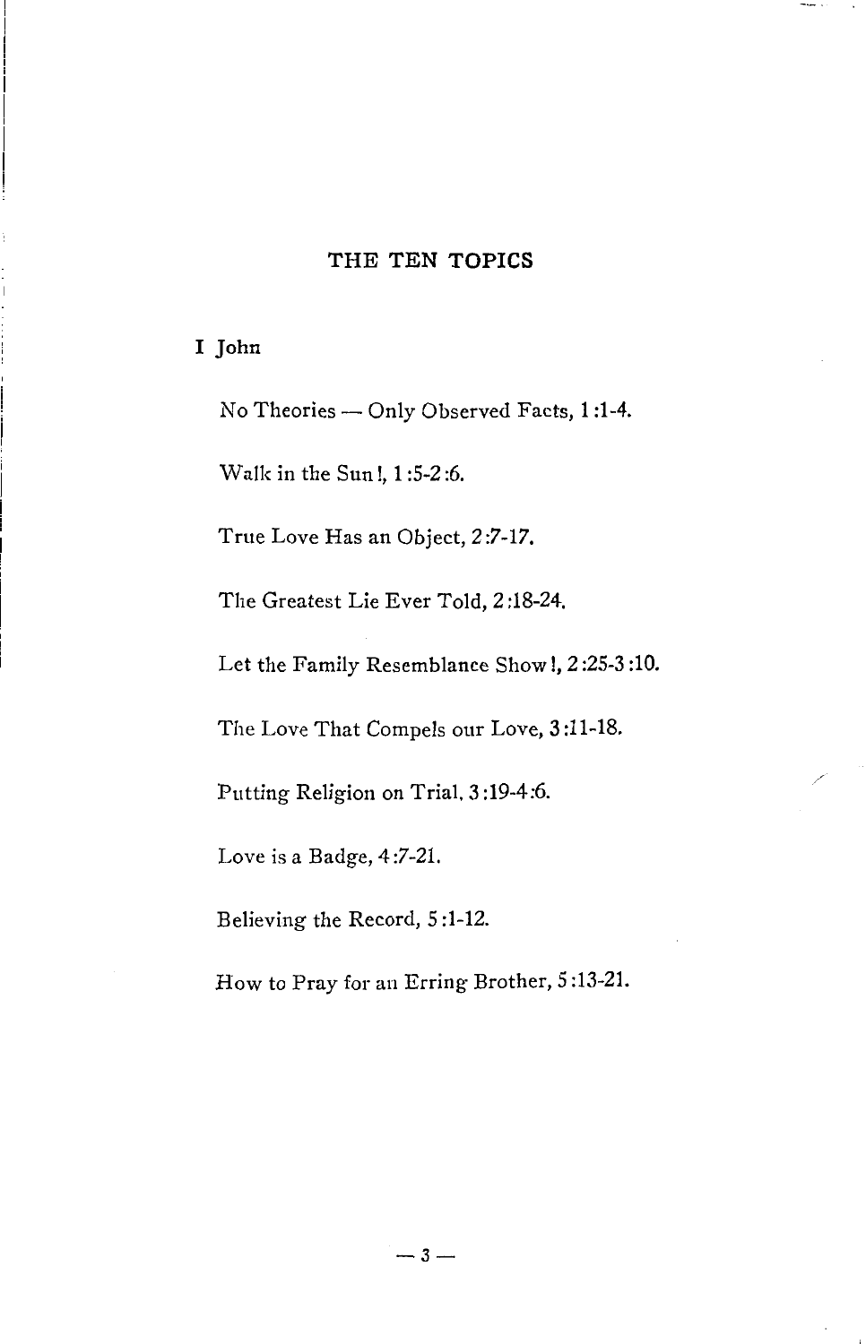## THE TEN TOPICS

### I John

No Theories — Only Observed Facts, 1:1-4.

Walk in the Sun!, 1:5-2:6.

True Love Has an Object, 2:7-17.

The Greatest Lie Ever Told, 2:18-24.

Let the Family Resemblance Show!, 2:25-3:10.

The Love That Compels our Love, 3:11-18.

Putting Religion on Trial, 3:19-4:6.

Love is a Badge, 4:7-21.

Believing the Record, 5:1-12.

How to Pray for an Erring Brother, 5:13-21.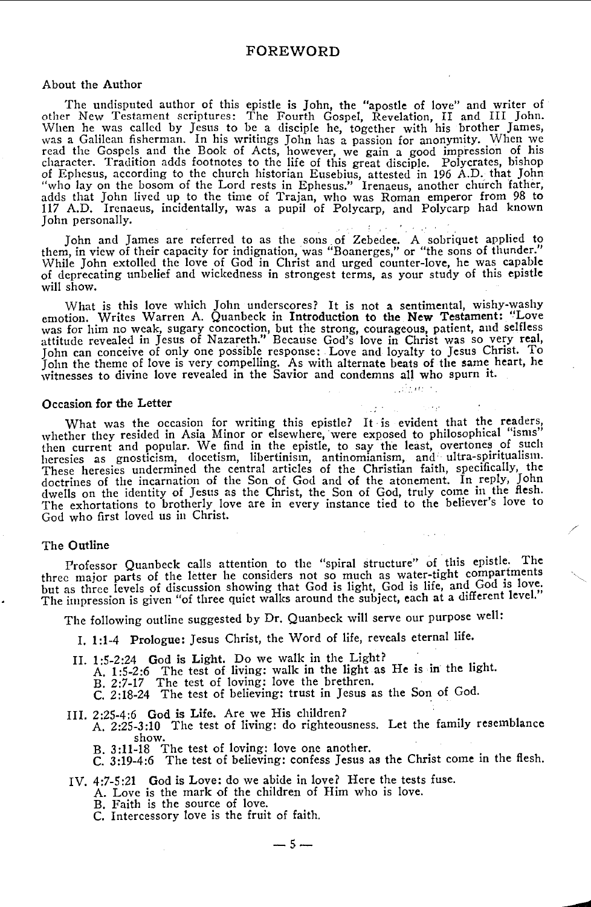# FOREWORD

### About the Author

The undisputed author of this epistle is John, the "apostle of love" and writer of other New Testament scriptures: The Fourth Gospel, Revelation, II and III John. When he was called by Jesus to be a disciple he, together with his brother James, was a Galilean fisherman. In his writings John has a passion for anonymity. When we read the Gospels and the Book of Acts, however, we gain a good impression of his character. Tradition adds footnotes to the life of this great disciple. Polycrates, bishop of Ephesus, according to the church historian Eusebius, attested in 196 A.D. that John "who lay on the bosom of the Lord rests in Ephesus." Irenaeus, another church father, adds that John lived up to the time of Trajan, who was Roman emperor from 98 to 117 A.D. Irenaeus, incidentally, was a pupil of Polycarp, and Polycarp had known John personally.

John and James are referred to as the sons of Zebedee. A sobriquet applied to them, in view of their capacity for indignation, was "Boanerges," or "the sons of thunder." While John extolled the love of God in Christ and urged counter-love, he was capable of deprecating unbelief and wickedness in strongest terms, as your study of this epistle will show.

What is this love which John underscores? It is not a sentimental, wishy-washy emotion. Writes Warren A. Quanbeck in **Introduction to the New Testament:** "Love was for him no weak, sugary concoction, but the strong, courageous, patient, and selfless attitude revealed in Jesus of Nazareth." Because God's love in Christ was so very real, John can conceive of only one possible response: Love and loyalty to Jesus Christ. To John the theme of love is very compelling. As with alternate beats of the same heart, he witnesses to divine love revealed in the Savior and condemns all who spurn it.

### Occasion for the Letter

What was the occasion for writing this epistle? It is evident that the readers, whether they resided in Asia Minor or elsewhere, were exposed to philosophical "isms" then current and popular. We find in the epistle, to say the least, overtones of such heresies as gnosticism, docetism, libertinism, antinomianism, and ultra-spiritualism. These heresies undermined the central articles of the Christian faith, specifically, the doctrines of the incarnation of the Son of God and of the atonement. In reply, John dwells on the identity of Jesus as the Christ, the Son of God, truly come in the flesh. The exhortations to brotherly love are in every instance tied to the believer's love to God who first loved us in Christ.

### The Outline

Professor Quanbeck calls attention to the "spiral structure" of this epistle. The three major parts of the letter he considers not so much as water-tight compartments but as three levels of discussion showing that God is light, God is life, and God is love. The impression is given "of three quiet walks around the subject, each at a different level."

The following outline suggested by Dr. Quanbeck will serve our purpose well:

I. 1:1-4 **Prologue:** Jesus Christ, the Word of life, reveals eternal life.

II. 1:5-2:24 **God is Light.** Do we walk in the Light?
- A. 1:5-2:6 The test of living: walk in the light as He is in the light.
- B. 2:7-17 The test of loving: love the brethren.
- C. 2:18-24 The test of believing: trust in Jesus as the Son of God.

III. 2:25-4:6 **God is Life.** Are we His children?
- A. 2:25-3:10 The test of living: do righteousness. Let the family resemblance show.
- B. 3:11-18 The test of loving: love one another.
- C. 3:19-4:6 The test of believing: confess Jesus as the Christ come in the flesh.

IV. 4:7-5:21 **God is Love:** do we abide in love? Here the tests fuse.
- A. Love is the mark of the children of Him who is love.
- B. Faith is the source of love.
- C. Intercessory love is the fruit of faith.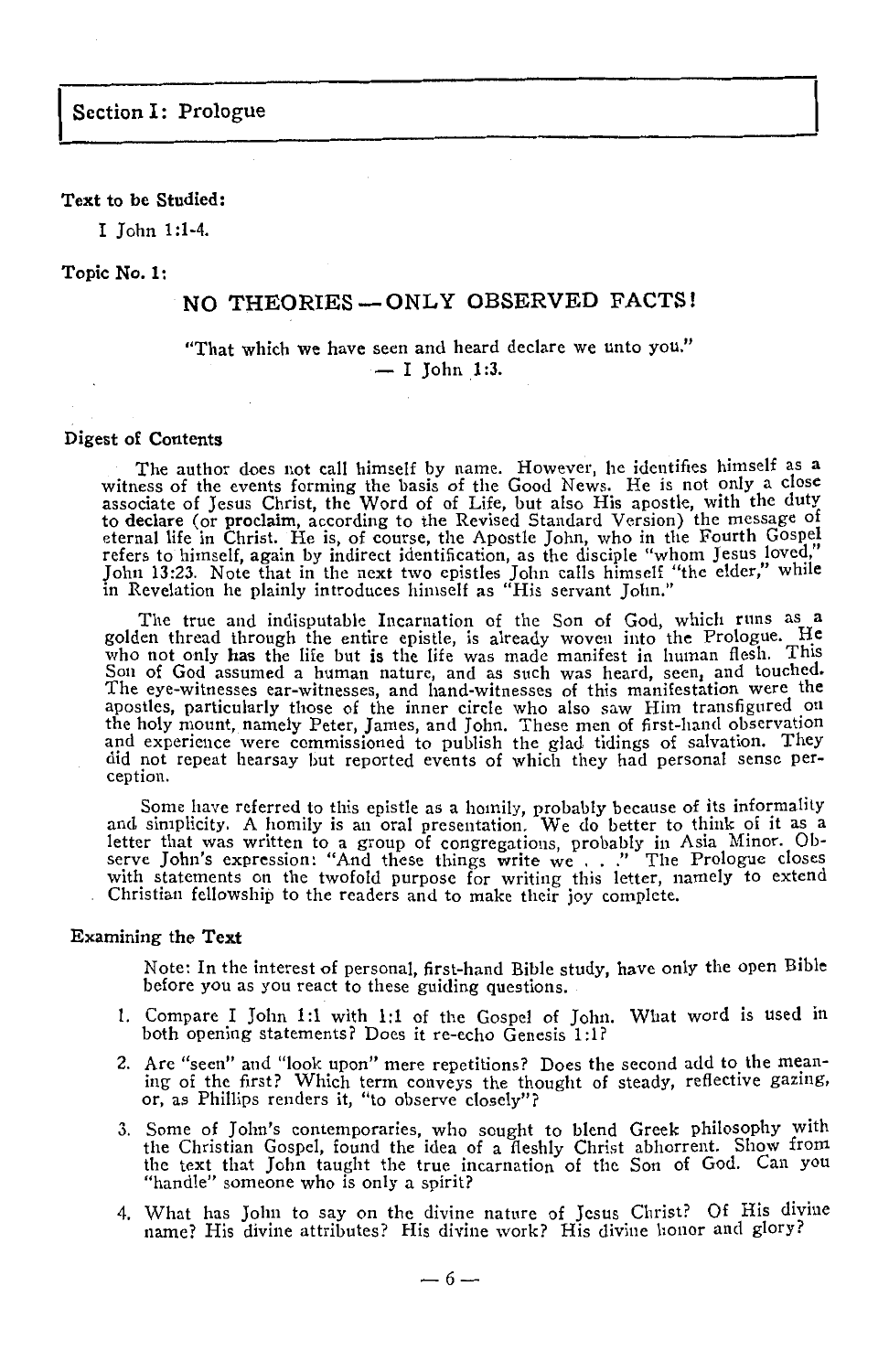## Section I: Prologue

**Text to be Studied:**

I John 1:1-4.

**Topic No. 1:**

### NO THEORIES — ONLY OBSERVED FACTS!

"That which we have seen and heard declare we unto you."
— I John 1:3.

**Digest of Contents**

The author does not call himself by name. However, he identifies himself as a witness of the events forming the basis of the Good News. He is not only a close associate of Jesus Christ, the Word of of Life, but also His apostle, with the duty to **declare** (or **proclaim**, according to the Revised Standard Version) the message of eternal life in Christ. He is, of course, the Apostle John, who in the Fourth Gospel refers to himself, again by indirect identification, as the disciple "whom Jesus loved," John 13:23. Note that in the next two epistles John calls himself "the elder," while in Revelation he plainly introduces himself as "His servant John."

The true and indisputable Incarnation of the Son of God, which runs as a golden thread through the entire epistle, is already woven into the Prologue. He who not only **has** the life but **is** the life was made manifest in human flesh. This Son of God assumed a human nature, and as such was heard, seen, and touched. The eye-witnesses ear-witnesses, and hand-witnesses of this manifestation were the apostles, particularly those of the inner circle who also saw Him transfigured on the holy mount, namely Peter, James, and John. These men of first-hand observation and experience were commissioned to publish the glad tidings of salvation. They did not repeat hearsay but reported events of which they had personal sense perception.

Some have referred to this epistle as a homily, probably because of its informality and simplicity. A homily is an oral presentation. We do better to think of it as a letter that was written to a group of congregations, probably in Asia Minor. Observe John's expression: "And these things **write** we . . ." The Prologue closes with statements on the twofold purpose for writing this letter, namely to extend Christian fellowship to the readers and to make their joy complete.

**Examining the Text**

Note: In the interest of personal, first-hand Bible study, have only the open Bible before you as you react to these guiding questions.

1. Compare I John 1:1 with 1:1 of the Gospel of John. What word is used in both opening statements? Does it re-echo Genesis 1:1?
2. Are "seen" and "look upon" mere repetitions? Does the second add to the meaning of the first? Which term conveys the thought of steady, reflective gazing, or, as Phillips renders it, "to observe closely"?
3. Some of John's contemporaries, who sought to blend Greek philosophy with the Christian Gospel, found the idea of a fleshly Christ abhorrent. Show from the text that John taught the true incarnation of the Son of God. Can you "handle" someone who is only a spirit?
4. What has John to say on the divine nature of Jesus Christ? Of His divine name? His divine attributes? His divine work? His divine honor and glory?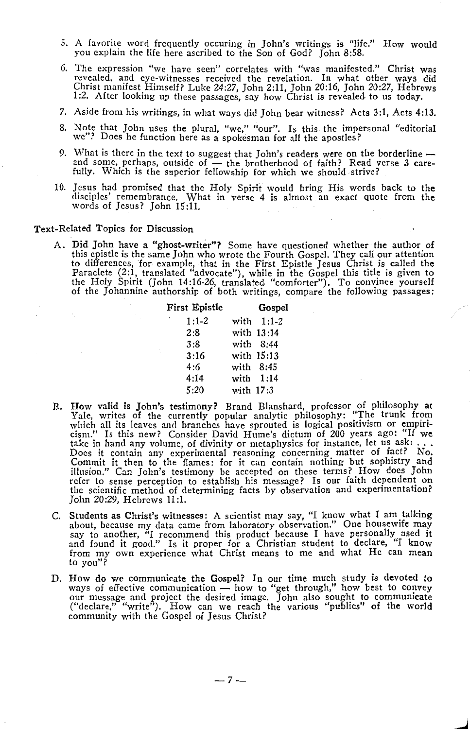5. A favorite word frequently occuring in John's writings is "life." How would you explain the life here ascribed to the Son of God? John 8:58.

6. The expression "we have seen" correlates with "was manifested." Christ was revealed, and eye-witnesses received the revelation. In what other ways did Christ manifest Himself? Luke 24:27, John 2:11, John 20:16, John 20:27, Hebrews 1:2. After looking up these passages, say how Christ is revealed to us today.

7. Aside from his writings, in what ways did John bear witness? Acts 3:1, Acts 4:13.

8. Note that John uses the plural, "we," "our". Is this the impersonal "editorial we"? Does he function here as a spokesman for all the apostles?

9. What is there in the text to suggest that John's readers were on the borderline — and some, perhaps, outside of — the brotherhood of faith? Read verse 3 carefully. Which is the superior fellowship for which we should strive?

10. Jesus had promised that the Holy Spirit would bring His words back to the disciples' remembrance. What in verse 4 is almost an exact quote from the words of Jesus? John 15:11.

## Text-Related Topics for Discussion

A. **Did John have a "ghost-writer"?** Some have questioned whether the author of this epistle is the same John who wrote the Fourth Gospel. They call our attention to differences, for example, that in the First Epistle Jesus Christ is called the Paraclete (2:1, translated "advocate"), while in the Gospel this title is given to the Holy Spirit (John 14:16-26, translated "comforter"). To convince yourself of the Johannine authorship of both writings, compare the following passages:

| First Epistle | Gospel |
|---|---|
| 1:1-2 | with 1:1-2 |
| 2:8 | with 13:14 |
| 3:8 | with 8:44 |
| 3:16 | with 15:13 |
| 4:6 | with 8:45 |
| 4:14 | with 1:14 |
| 5:20 | with 17:3 |

B. **How valid is John's testimony?** Brand Blanshard, professor of philosophy at Yale, writes of the currently popular analytic philosophy: "The trunk from which all its leaves and branches have sprouted is logical positivism or empiricism." Is this new? Consider David Hume's dictum of 200 years ago: "If we take in hand any volume, of divinity or metaphysics for instance, let us ask: . . . Does it contain any experimental reasoning concerning matter of fact? No. Commit it then to the flames: for it can contain nothing but sophistry and illusion." Can John's testimony be accepted on these terms? How does John refer to sense perception to establish his message? Is our faith dependent on the scientific method of determining facts by observation and experimentation? John 20:29, Hebrews 11:1.

C. **Students as Christ's witnesses:** A scientist may say, "I know what I am talking about, because my data came from laboratory observation." One housewife may say to another, "I recommend this product because I have personally used it and found it good." Is it proper for a Christian student to declare, "I know from my own experience what Christ means to me and what He can mean to you"?

D. **How do we communicate the Gospel?** In our time much study is devoted to ways of effective communication — how to "get through," how best to convey our message and project the desired image. John also sought to communicate ("declare," "write"). How can we reach the various "publics" of the world community with the Gospel of Jesus Christ?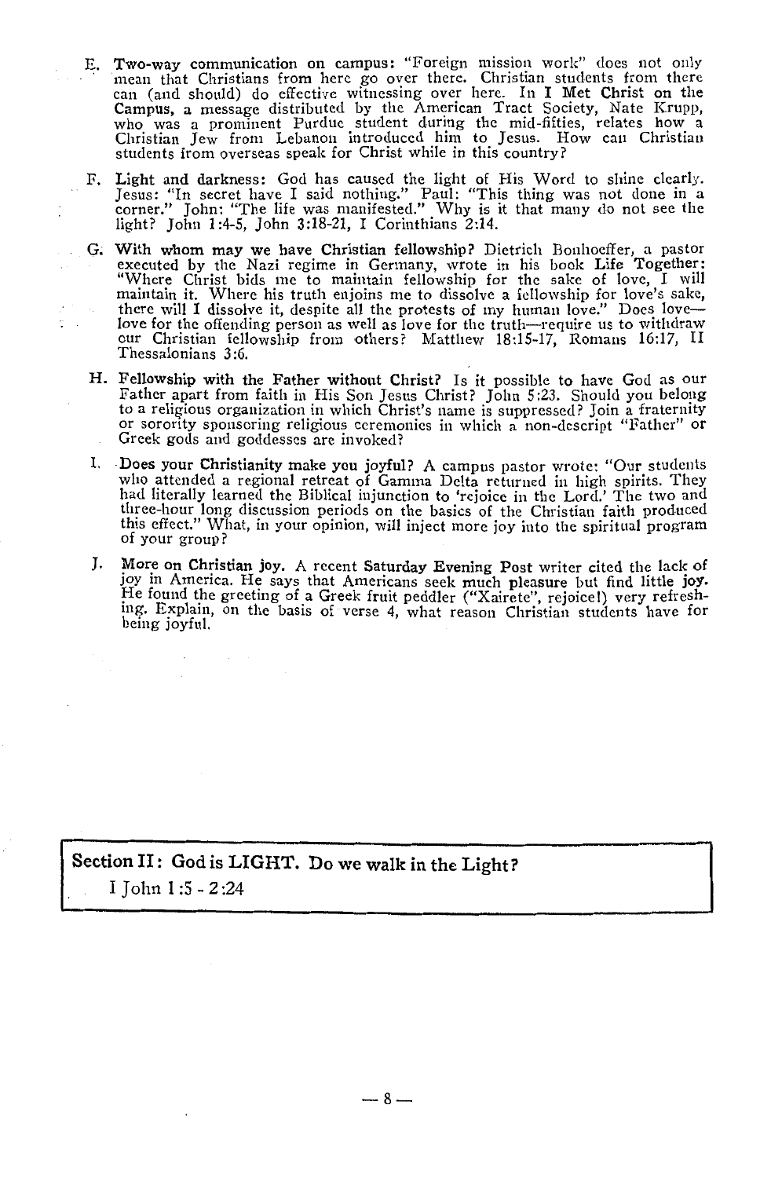E. **Two-way communication on campus:** "Foreign mission work" does not only mean that Christians from here go over there. Christian students from there can (and should) do effective witnessing over here. In **I Met Christ on the Campus,** a message distributed by the American Tract Society, Nate Krupp, who was a prominent Purdue student during the mid-fifties, relates how a Christian Jew from Lebanon introduced him to Jesus. How can Christian students from overseas speak for Christ while in this country?

F. **Light and darkness:** God has caused the light of His Word to shine clearly. Jesus: "In secret have I said nothing." Paul: "This thing was not done in a corner." John: "The life was manifested." Why is it that many do not see the light? John 1:4-5, John 3:18-21, I Corinthians 2:14.

G. **With whom may we have Christian fellowship?** Dietrich Bonhoeffer, a pastor executed by the Nazi regime in Germany, wrote in his book **Life Together:** "Where Christ bids me to maintain fellowship for the sake of love, I will maintain it. Where his truth enjoins me to dissolve a fellowship for love's sake, there will I dissolve it, despite all the protests of my human love." Does love—love for the offending person as well as love for the truth—require us to withdraw our Christian fellowship from others? Matthew 18:15-17, Romans 16:17, II Thessalonians 3:6.

H. **Fellowship with the Father without Christ?** Is it possible to have God as our Father apart from faith in His Son Jesus Christ? John 5:23. Should you belong to a religious organization in which Christ's name is suppressed? Join a fraternity or sorority sponsoring religious ceremonies in which a non-descript "Father" or Greek gods and goddesses are invoked?

I. **Does your Christianity make you joyful?** A campus pastor wrote: "Our students who attended a regional retreat of Gamma Delta returned in high spirits. They had literally learned the Biblical injunction to 'rejoice in the Lord.' The two and three-hour long discussion periods on the basics of the Christian faith produced this effect." What, in your opinion, will inject more joy into the spiritual program of your group?

J. **More on Christian joy.** A recent **Saturday Evening Post** writer cited the lack of joy in America. He says that Americans seek much **pleasure** but find little **joy.** He found the greeting of a Greek fruit peddler ("Xairete", rejoice!) very refreshing. Explain, on the basis of verse 4, what reason Christian students have for being joyful.

## Section II: God is LIGHT. Do we walk in the Light?

I John 1:5 - 2:24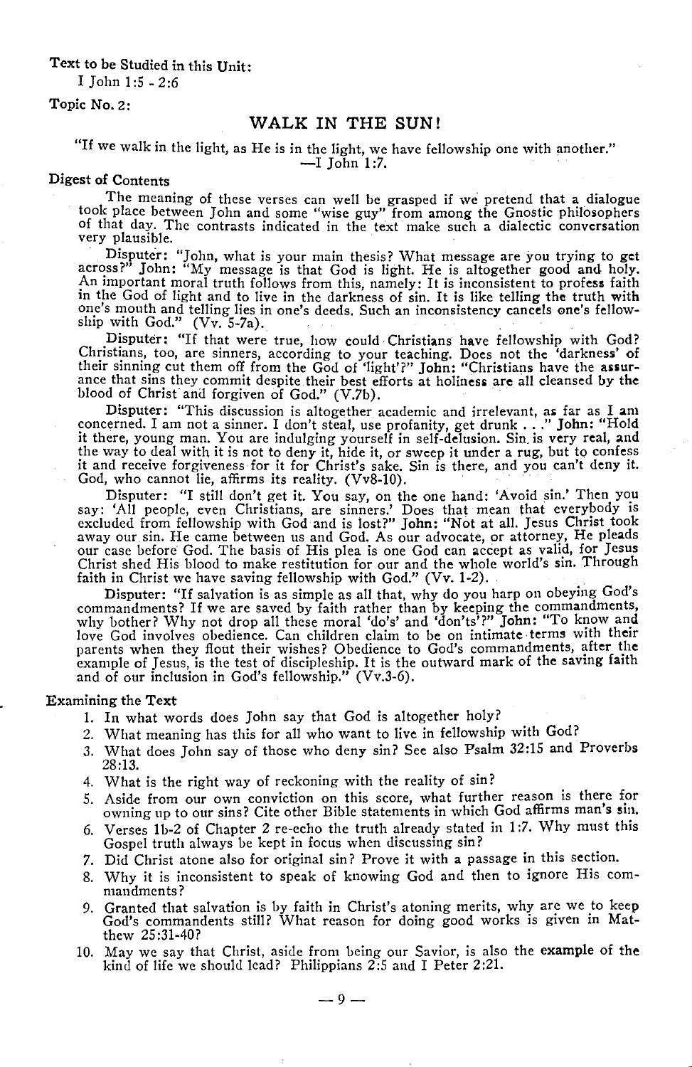**Text to be Studied in this Unit:**

I John 1:5 - 2:6

**Topic No. 2:**

## WALK IN THE SUN!

"If we walk in the light, as He is in the light, we have fellowship one with another."
—I John 1:7.

**Digest of Contents**

The meaning of these verses can well be grasped if we pretend that a dialogue took place between John and some "wise guy" from among the Gnostic philosophers of that day. The contrasts indicated in the text make such a dialectic conversation very plausible.

**Disputer:** "John, what is your main thesis? What message are you trying to get across?" **John:** "My message is that God is light. He is altogether good and holy. An important moral truth follows from this, namely: It is inconsistent to profess faith in the God of light and to live in the darkness of sin. It is like telling the truth with one's mouth and telling lies in one's deeds. Such an inconsistency cancels one's fellowship with God." (Vv. 5-7a).

**Disputer:** "If that were true, how could Christians have fellowship with God? Christians, too, are sinners, according to your teaching. Does not the 'darkness' of their sinning cut them off from the God of 'light'?" **John:** "Christians have the assurance that sins they commit despite their best efforts at holiness are all cleansed by the blood of Christ and forgiven of God." (V.7b).

**Disputer:** "This discussion is altogether academic and irrelevant, as far as I am concerned. I am not a sinner. I don't steal, use profanity, get drunk . . ." **John:** "Hold it there, young man. You are indulging yourself in self-delusion. Sin is very real, and the way to deal with it is not to deny it, hide it, or sweep it under a rug, but to confess it and receive forgiveness for it for Christ's sake. Sin is there, and you can't deny it. God, who cannot lie, affirms its reality. (Vv8-10).

**Disputer:** "I still don't get it. You say, on the one hand: 'Avoid sin.' Then you say: 'All people, even Christians, are sinners.' Does that mean that everybody is excluded from fellowship with God and is lost?" **John:** "Not at all. Jesus Christ took away our sin. He came between us and God. As our advocate, or attorney, He pleads our case before God. The basis of His plea is one God can accept as valid, for Jesus Christ shed His blood to make restitution for our and the whole world's sin. Through faith in Christ we have saving fellowship with God." (Vv. 1-2).

**Disputer:** "If salvation is as simple as all that, why do you harp on obeying God's commandments? If we are saved by faith rather than by keeping the commandments, why bother? Why not drop all these moral 'do's' and 'don'ts'?" **John:** "To know and love God involves obedience. Can children claim to be on intimate terms with their parents when they flout their wishes? Obedience to God's commandments, after the example of Jesus, is the test of discipleship. It is the outward mark of the saving faith and of our inclusion in God's fellowship." (Vv.3-6).

**Examining the Text**

1. In what words does John say that God is altogether holy?
2. What meaning has this for all who want to live in fellowship with God?
3. What does John say of those who deny sin? See also Psalm 32:15 and Proverbs 28:13.
4. What is the right way of reckoning with the reality of sin?
5. Aside from our own conviction on this score, what further reason is there for owning up to our sins? Cite other Bible statements in which God affirms man's sin.
6. Verses 1b-2 of Chapter 2 re-echo the truth already stated in 1:7. Why must this Gospel truth always be kept in focus when discussing sin?
7. Did Christ atone also for original sin? Prove it with a passage in this section.
8. Why it is inconsistent to speak of knowing God and then to ignore His commandments?
9. Granted that salvation is by faith in Christ's atoning merits, why are we to keep God's commandents still? What reason for doing good works is given in Matthew 25:31-40?
10. May we say that Christ, aside from being our Savior, is also the **example** of the kind of life we should lead? Philippians 2:5 and I Peter 2:21.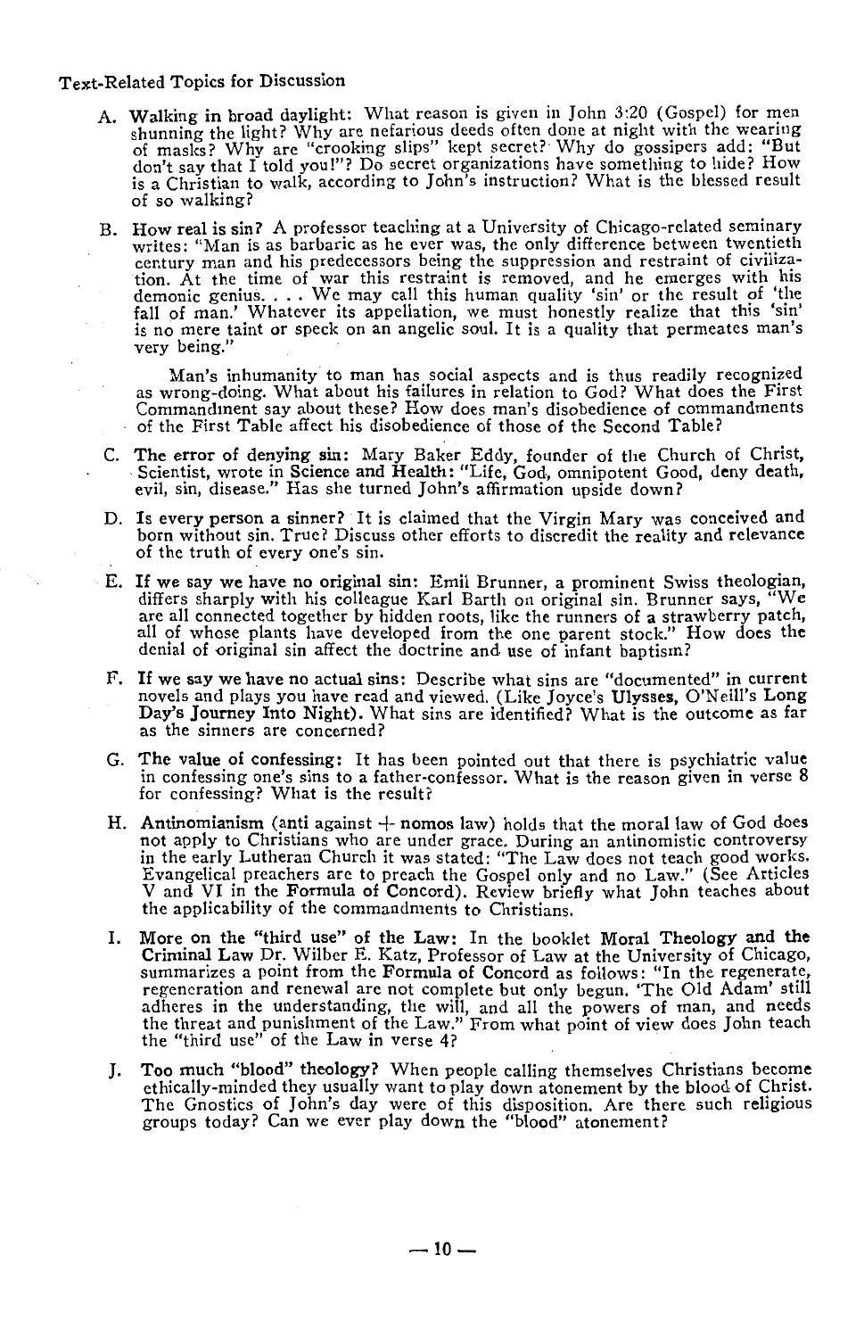Text-Related Topics for Discussion

A. **Walking in broad daylight:** What reason is given in John 3:20 (Gospel) for men shunning the light? Why are nefarious deeds often done at night with the wearing of masks? Why are "crooking slips" kept secret? Why do gossipers add: "But don't say that I told you!"? Do secret organizations have something to hide? How is a Christian to walk, according to John's instruction? What is the blessed result of so walking?

B. **How real is sin?** A professor teaching at a University of Chicago-related seminary writes: "Man is as barbaric as he ever was, the only difference between twentieth century man and his predecessors being the suppression and restraint of civilization. At the time of war this restraint is removed, and he emerges with his demonic genius. . . . We may call this human quality 'sin' or the result of 'the fall of man.' Whatever its appellation, we must honestly realize that this 'sin' is no mere taint or speck on an angelic soul. It is a quality that permeates man's very being."

   Man's inhumanity to man has social aspects and is thus readily recognized as wrong-doing. What about his failures in relation to God? What does the First Commandment say about these? How does man's disobedience of commandments of the First Table affect his disobedience of those of the Second Table?

C. **The error of denying sin:** Mary Baker Eddy, founder of the Church of Christ, Scientist, wrote in **Science and Health:** "Life, God, omnipotent Good, deny death, evil, sin, disease." Has she turned John's affirmation upside down?

D. **Is every person a sinner?** It is claimed that the Virgin Mary was conceived and born without sin. True? Discuss other efforts to discredit the reality and relevance of the truth of every one's sin.

E. **If we say we have no original sin:** Emil Brunner, a prominent Swiss theologian, differs sharply with his colleague Karl Barth on original sin. Brunner says, "We are all connected together by hidden roots, like the runners of a strawberry patch, all of whose plants have developed from the one parent stock." How does the denial of original sin affect the doctrine and use of infant baptism?

F. **If we say we have no actual sins:** Describe what sins are "documented" in current novels and plays you have read and viewed. (Like Joyce's **Ulysses,** O'Neill's **Long Day's Journey Into Night**). What sins are identified? What is the outcome as far as the sinners are concerned?

G. **The value of confessing:** It has been pointed out that there is psychiatric value in confessing one's sins to a father-confessor. What is the reason given in verse 8 for confessing? What is the result?

H. **Antinomianism** (anti against + **nomos** law) holds that the moral law of God does not apply to Christians who are under grace. During an antinomistic controversy in the early Lutheran Church it was stated: "The Law does not teach good works. Evangelical preachers are to preach the Gospel only and no Law." (See Articles V and VI in the **Formula of Concord**). Review briefly what John teaches about the applicability of the commandments to Christians.

I. **More on the "third use" of the Law:** In the booklet **Moral Theology and the Criminal Law** Dr. Wilber E. Katz, Professor of Law at the University of Chicago, summarizes a point from the **Formula of Concord** as follows: "In the regenerate, regeneration and renewal are not complete but only begun. 'The Old Adam' still adheres in the understanding, the will, and all the powers of man, and needs the threat and punishment of the Law." From what point of view does John teach the "third use" of the Law in verse 4?

J. **Too much "blood" theology?** When people calling themselves Christians become ethically-minded they usually want to play down atonement by the blood of Christ. The Gnostics of John's day were of this disposition. Are there such religious groups today? Can we ever play down the "blood" atonement?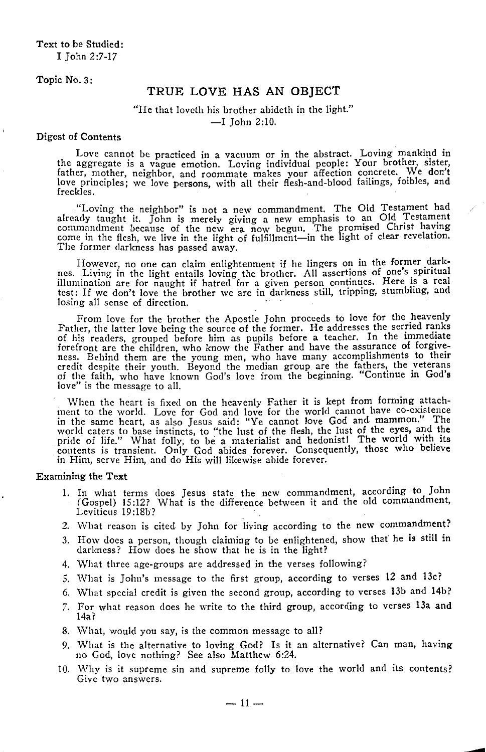**Text to be Studied:**
I John 2:7-17

**Topic No. 3:**

## TRUE LOVE HAS AN OBJECT

"He that loveth his brother abideth in the light."
—I John 2:10.

### Digest of Contents

Love cannot be practiced in a vacuum or in the abstract. Loving mankind in the aggregate is a vague emotion. Loving individual people: Your brother, sister, father, mother, neighbor, and roommate makes your affection concrete. We don't love principles; we love persons, with all their flesh-and-blood failings, foibles, and freckles.

"Loving the neighbor" is not a new commandment. The Old Testament had already taught it. John is merely giving a new emphasis to an Old Testament commandment because of the new era now begun. The promised Christ having come in the flesh, we live in the light of fulfillment—in the light of clear revelation. The former darkness has passed away.

However, no one can claim enlightenment if he lingers on in the former darknes. Living in the light entails loving the brother. All assertions of one's spiritual illumination are for naught if hatred for a given person continues. Here is a real test: If we don't love the brother we are in darkness still, tripping, stumbling, and losing all sense of direction.

From love for the brother the Apostle John proceeds to love for the heavenly Father, the latter love being the source of the former. He addresses the serried ranks of his readers, grouped before him as pupils before a teacher. In the immediate forefront are the children, who know the Father and have the assurance of forgiveness. Behind them are the young men, who have many accomplishments to their credit despite their youth. Beyond the median group are the fathers, the veterans of the faith, who have known God's love from the beginning. "Continue in God's love" is the message to all.

When the heart is fixed on the heavenly Father it is kept from forming attachment to the world. Love for God and love for the world cannot have co-existence in the same heart, as also Jesus said: "Ye cannot love God and mammon." The world caters to base instincts, to "the lust of the flesh, the lust of the eyes, and the pride of life." What folly, to be a materialist and hedonist! The world with its contents is transient. Only God abides forever. Consequently, those who believe in Him, serve Him, and do His will likewise abide forever.

### Examining the Text

1. In what terms does Jesus state the new commandment, according to John (Gospel) 15:12? What is the difference between it and the old commandment, Leviticus 19:18b?
2. What reason is cited by John for living according to the new commandment?
3. How does a person, though claiming to be enlightened, show that he is still in darkness? How does he show that he is in the light?
4. What three age-groups are addressed in the verses following?
5. What is John's message to the first group, according to verses 12 and 13c?
6. What special credit is given the second group, according to verses 13b and 14b?
7. For what reason does he write to the third group, according to verses 13a and 14a?
8. What, would you say, is the common message to all?
9. What is the alternative to loving God? Is it an alternative? Can man, having no God, love nothing? See also Matthew 6:24.
10. Why is it supreme sin and supreme folly to love the world and its contents? Give two answers.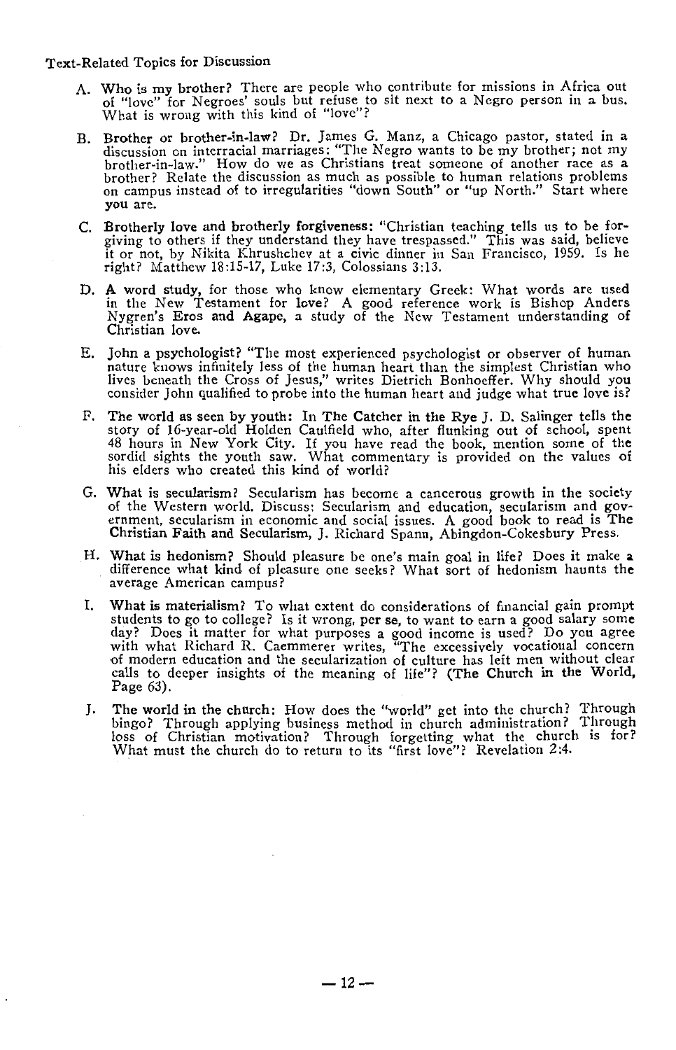Text-Related Topics for Discussion

A. **Who is my brother?** There are people who contribute for missions in Africa out of "love" for Negroes' souls but refuse to sit next to a Negro person in a bus. What is wrong with this kind of "love"?

B. **Brother or brother-in-law?** Dr. James G. Manz, a Chicago pastor, stated in a discussion on interracial marriages: "The Negro wants to be my brother; not my brother-in-law." How do we as Christians treat someone of another race as a brother? Relate the discussion as much as possible to human relations problems on campus instead of to irregularities "down South" or "up North." Start where you are.

C. **Brotherly love and brotherly forgiveness:** "Christian teaching tells us to be forgiving to others if they understand they have trespassed." This was said, believe it or not, by Nikita Khrushchev at a civic dinner in San Francisco, 1959. Is he right? Matthew 18:15-17, Luke 17:3, Colossians 3:13.

D. **A word study,** for those who know elementary Greek: What words are used in the New Testament for love? A good reference work is Bishop Anders Nygren's **Eros and Agape,** a study of the New Testament understanding of Christian love.

E. **John a psychologist?** "The most experienced psychologist or observer of human nature knows infinitely less of the human heart than the simplest Christian who lives beneath the Cross of Jesus," writes Dietrich Bonhoeffer. Why should you consider John qualified to probe into the human heart and judge what true love is?

F. **The world as seen by youth:** In **The Catcher in the Rye** J. D. Salinger tells the story of 16-year-old Holden Caulfield who, after flunking out of school, spent 48 hours in New York City. If you have read the book, mention some of the sordid sights the youth saw. What commentary is provided on the values of his elders who created this kind of world?

G. **What is secularism?** Secularism has become a cancerous growth in the society of the Western world. Discuss: Secularism and education, secularism and government, secularism in economic and social issues. A good book to read is **The Christian Faith and Secularism,** J. Richard Spann, Abingdon-Cokesbury Press.

H. **What is hedonism?** Should pleasure be one's main goal in life? Does it make a difference what kind of pleasure one seeks? What sort of hedonism haunts the average American campus?

I. **What is materialism?** To what extent do considerations of financial gain prompt students to go to college? Is it wrong, **per se,** to want to earn a good salary some day? Does it matter for what purposes a good income is used? Do you agree with what Richard R. Caemmerer writes, "The excessively vocational concern of modern education and the secularization of culture has left men without clear calls to deeper insights of the meaning of life"? (**The Church in the World,** Page 63).

J. **The world in the church:** How does the "world" get into the church? Through bingo? Through applying business method in church administration? Through loss of Christian motivation? Through forgetting what the church is for? What must the church do to return to its "first love"? Revelation 2:4.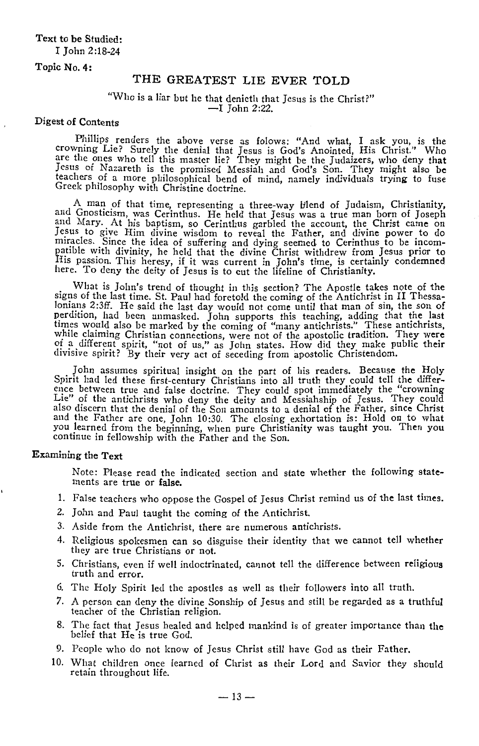**Text to be Studied:**
I John 2:18-24

**Topic No. 4:**

## THE GREATEST LIE EVER TOLD

"Who is a liar but he that denieth that Jesus is the Christ?"
—I John 2:22.

**Digest of Contents**

Phillips renders the above verse as folows: "And what, I ask you, is the crowning Lie? Surely the denial that Jesus is God's Anointed, His Christ." Who are the ones who tell this master lie? They might be the Judaizers, who deny that Jesus of Nazareth is the promised Messiah and God's Son. They might also be teachers of a more philosophical bend of mind, namely individuals trying to fuse Greek philosophy with Christine doctrine.

A man of that time, representing a three-way blend of Judaism, Christianity, and Gnosticism, was Cerinthus. He held that Jesus was a true man born of Joseph and Mary. At his baptism, so Cerinthus garbled the account, the Christ came on Jesus to give Him divine wisdom to reveal the Father, and divine power to do miracles. Since the idea of suffering and dying seemed to Cerinthus to be incompatible with divinity, he held that the divine Christ withdrew from Jesus prior to His passion. This heresy, if it was current in John's time, is certainly condemned here. To deny the deity of Jesus is to cut the lifeline of Christianity.

What is John's trend of thought in this section? The Apostle takes note of the signs of the last time. St. Paul had foretold the coming of the Antichrist in II Thessalonians 2:3ff. He said the last day would not come until that man of sin, the son of perdition, had been unmasked. John supports this teaching, adding that the last times would also be marked by the coming of "many antichrists." These antichrists, while claiming Christian connections, were not of the apostolic tradition. They were of a different spirit, "not of us," as John states. How did they make public their divisive spirit? By their very act of seceding from apostolic Christendom.

John assumes spiritual insight on the part of his readers. Because the Holy Spirit had led these first-century Christians into all truth they could tell the difference between true and false doctrine. They could spot immediately the "crowning Lie" of the antichrists who deny the deity and Messiahship of Jesus. They could also discern that the denial of the Son amounts to a denial of the Father, since Christ and the Father are one, John 10:30. The closing exhortation is: Hold on to what you learned from the beginning, when pure Christianity was taught you. Then you continue in fellowship with the Father and the Son.

**Examining the Text**

Note: Please read the indicated section and state whether the following statements are true or **false.**

1. False teachers who oppose the Gospel of Jesus Christ remind us of the last times.
2. John and Paul taught the coming of the Antichrist.
3. Aside from the Antichrist, there are numerous antichrists.
4. Religious spokesmen can so disguise their identity that we cannot tell whether they are true Christians or not.
5. Christians, even if well indoctrinated, cannot tell the difference between religious truth and error.
6. The Holy Spirit led the apostles as well as their followers into all truth.
7. A person can deny the divine Sonship of Jesus and still be regarded as a truthful teacher of the Christian religion.
8. The fact that Jesus healed and helped mankind is of greater importance than the belief that He is true God.
9. People who do not know of Jesus Christ still have God as their Father.
10. What children once learned of Christ as their Lord and Savior they should retain throughout life.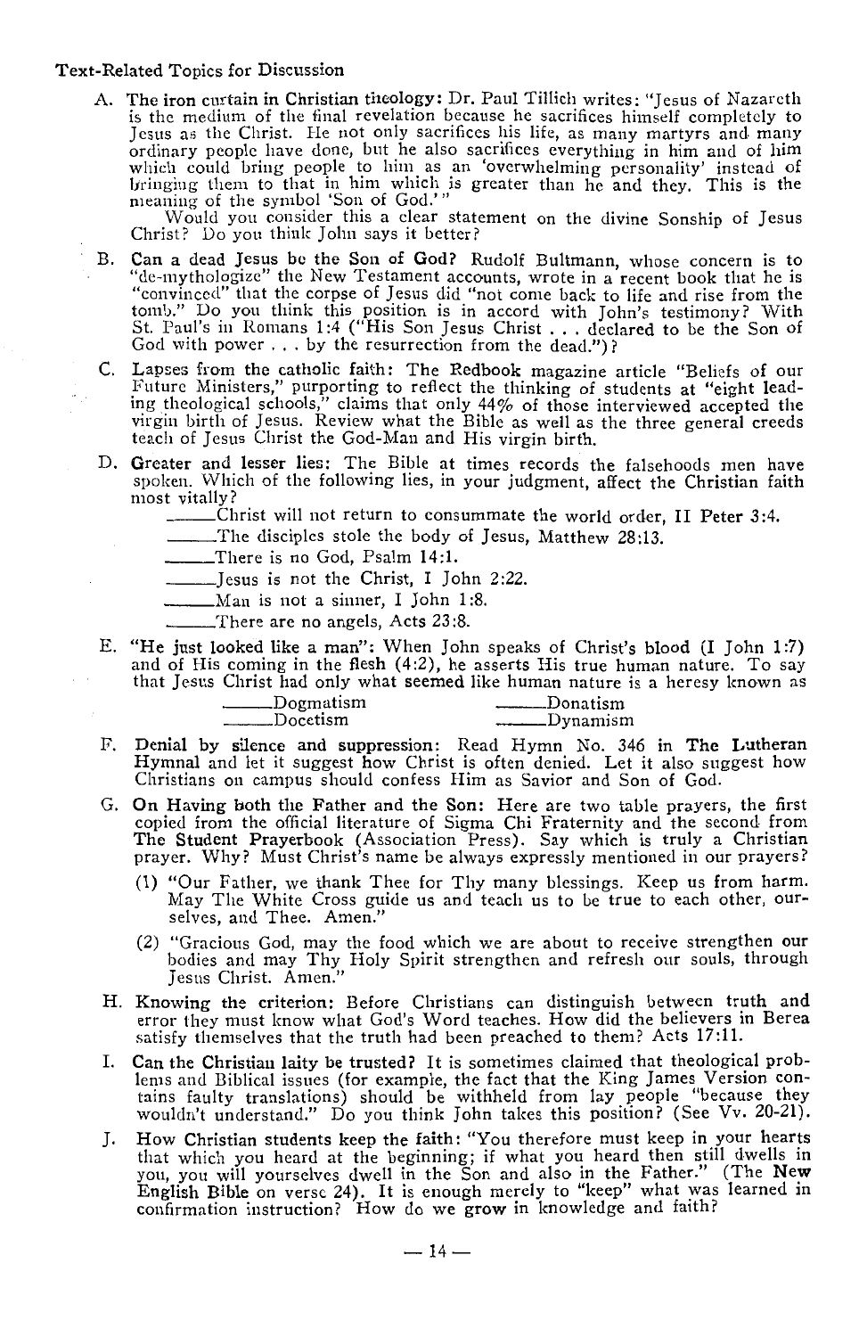Text-Related Topics for Discussion

A. **The iron curtain in Christian theology:** Dr. Paul Tillich writes: "Jesus of Nazareth is the medium of the final revelation because he sacrifices himself completely to Jesus as the Christ. He not only sacrifices his life, as many martyrs and many ordinary people have done, but he also sacrifices everything in him and of him which could bring people to him as an 'overwhelming personality' instead of bringing them to that in him which is greater than he and they. This is the meaning of the symbol 'Son of God.'"

   Would you consider this a clear statement on the divine Sonship of Jesus Christ? Do you think John says it better?

B. **Can a dead Jesus be the Son of God?** Rudolf Bultmann, whose concern is to "de-mythologize" the New Testament accounts, wrote in a recent book that he is "convinced" that the corpse of Jesus did "not come back to life and rise from the tomb." Do you think this position is in accord with John's testimony? With St. Paul's in Romans 1:4 ("His Son Jesus Christ . . . declared to be the Son of God with power . . . by the resurrection from the dead.")?

C. **Lapses from the catholic faith:** The Redbook magazine article "Beliefs of our Future Ministers," purporting to reflect the thinking of students at "eight leading theological schools," claims that only 44% of those interviewed accepted the virgin birth of Jesus. Review what the Bible as well as the three general creeds teach of Jesus Christ the God-Man and His virgin birth.

D. **Greater and lesser lies:** The Bible at times records the falsehoods men have spoken. Which of the following lies, in your judgment, affect the Christian faith most vitally?

   ______Christ will not return to consummate the world order, II Peter 3:4.
   ______The disciples stole the body of Jesus, Matthew 28:13.
   ______There is no God, Psalm 14:1.
   ______Jesus is not the Christ, I John 2:22.
   ______Man is not a sinner, I John 1:8.
   ______There are no angels, Acts 23:8.

E. **"He just looked like a man":** When John speaks of Christ's blood (I John 1:7) and of His coming in the flesh (4:2), he asserts His true human nature. To say that Jesus Christ had only what seemed like human nature is a heresy known as

   ______Dogmatism ______Donatism
   ______Docetism ______Dynamism

F. **Denial by silence and suppression:** Read Hymn No. 346 in **The Lutheran Hymnal** and let it suggest how Christ is often denied. Let it also suggest how Christians on campus should confess Him as Savior and Son of God.

G. **On Having both the Father and the Son:** Here are two table prayers, the first copied from the official literature of Sigma Chi Fraternity and the second from **The Student Prayerbook** (Association Press). Say which is truly a Christian prayer. Why? Must Christ's name be always expressly mentioned in our prayers?

   (1) "Our Father, we thank Thee for Thy many blessings. Keep us from harm. May The White Cross guide us and teach us to be true to each other, ourselves, and Thee. Amen."

   (2) "Gracious God, may the food which we are about to receive strengthen our bodies and may Thy Holy Spirit strengthen and refresh our souls, through Jesus Christ. Amen."

H. **Knowing the criterion:** Before Christians can distinguish between truth and error they must know what God's Word teaches. How did the believers in Berea satisfy themselves that the truth had been preached to them? Acts 17:11.

I. **Can the Christian laity be trusted?** It is sometimes claimed that theological problems and Biblical issues (for example, the fact that the King James Version contains faulty translations) should be withheld from lay people "because they wouldn't understand." Do you think John takes this position? (See Vv. 20-21).

J. **How Christian students keep the faith:** "You therefore must keep in your hearts that which you heard at the beginning; if what you heard then still dwells in you, you will yourselves dwell in the Son and also in the Father." (The **New English Bible** on verse 24). It is enough merely to "keep" what was learned in confirmation instruction? How do we **grow** in knowledge and faith?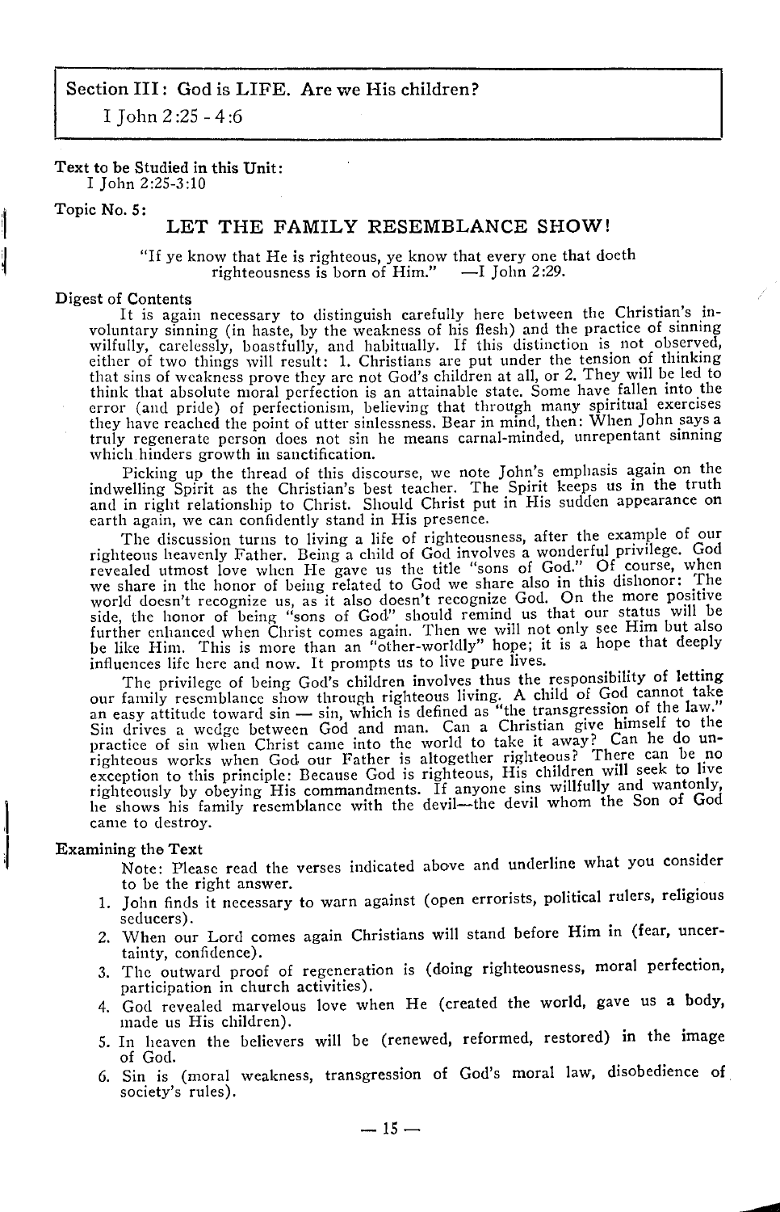**Section III: God is LIFE. Are we His children?**

I John 2:25 - 4:6

**Text to be Studied in this Unit:**
I John 2:25-3:10

**Topic No. 5:**

## LET THE FAMILY RESEMBLANCE SHOW!

"If ye know that He is righteous, ye know that every one that doeth righteousness is born of Him." —I John 2:29.

**Digest of Contents**

It is again necessary to distinguish carefully here between the Christian's involuntary sinning (in haste, by the weakness of his flesh) and the practice of sinning wilfully, carelessly, boastfully, and habitually. If this distinction is not observed, either of two things will result: 1. Christians are put under the tension of thinking that sins of weakness prove they are not God's children at all, or 2. They will be led to think that absolute moral perfection is an attainable state. Some have fallen into the error (and pride) of perfectionism, believing that through many spiritual exercises they have reached the point of utter sinlessness. Bear in mind, then: When John says a truly regenerate person does not sin he means carnal-minded, unrepentant sinning which hinders growth in sanctification.

Picking up the thread of this discourse, we note John's emphasis again on the indwelling Spirit as the Christian's best teacher. The Spirit keeps us in the truth and in right relationship to Christ. Should Christ put in His sudden appearance on earth again, we can confidently stand in His presence.

The discussion turns to living a life of righteousness, after the example of our righteous heavenly Father. Being a child of God involves a wonderful privilege. God revealed utmost love when He gave us the title "sons of God." Of course, when we share in the honor of being related to God we share also in this dishonor: The world doesn't recognize us, as it also doesn't recognize God. On the more positive side, the honor of being "sons of God" should remind us that our status will be further enhanced when Christ comes again. Then we will not only see Him but also be like Him. This is more than an "other-worldly" hope; it is a hope that deeply influences life here and now. It prompts us to live pure lives.

The privilege of being God's children involves thus the responsibility of letting our family resemblance show through righteous living. A child of God cannot take an easy attitude toward sin — sin, which is defined as "the transgression of the law." Sin drives a wedge between God and man. Can a Christian give himself to the practice of sin when Christ came into the world to take it away? Can he do unrighteous works when God our Father is altogether righteous? There can be no exception to this principle: Because God is righteous, His children will seek to live righteously by obeying His commandments. If anyone sins willfully and wantonly, he shows his family resemblance with the devil—the devil whom the Son of God came to destroy.

**Examining the Text**

Note: Please read the verses indicated above and underline what you consider to be the right answer.

1. John finds it necessary to warn against (open errorists, political rulers, religious seducers).
2. When our Lord comes again Christians will stand before Him in (fear, uncertainty, confidence).
3. The outward proof of regeneration is (doing righteousness, moral perfection, participation in church activities).
4. God revealed marvelous love when He (created the world, gave us a body, made us His children).
5. In heaven the believers will be (renewed, reformed, restored) in the image of God.
6. Sin is (moral weakness, transgression of God's moral law, disobedience of society's rules).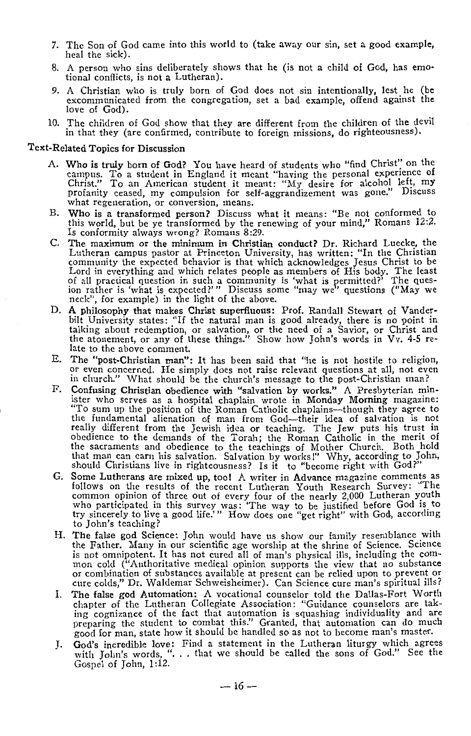7. The Son of God came into this world to (take away our sin, set a good example, heal the sick).
8. A person who sins deliberately shows that he (is not a child of God, has emotional conflicts, is not a Lutheran).
9. A Christian who is truly born of God does not sin intentionally, lest he (be excommunicated from the congregation, set a bad example, offend against the love of God).
10. The children of God show that they are different from the children of the devil in that they (are confirmed, contribute to foreign missions, do righteousness).

### Text-Related Topics for Discussion

A. **Who is truly born of God?** You have heard of students who "find Christ" on the campus. To a student in England it meant "having the personal experience of Christ." To an American student it meant: "My desire for alcohol left, my profanity ceased, my compulsion for self-aggrandizement was gone." Discuss what regeneration, or conversion, means.

B. **Who is a transformed person?** Discuss what it means: "Be not conformed to this world, but be ye transformed by the renewing of your mind," Romans 12:2. Is conformity always wrong? Romans 8:29.

C. **The maximum or the minimum in Christian conduct?** Dr. Richard Luecke, the Lutheran campus pastor at Princeton University, has written: "In the Christian community the expected behavior is that which acknowledges Jesus Christ to be Lord in everything and which relates people as members of His body. The least of all practical question in such a community is 'what is permitted?' The quesion rather is 'what is expected?'" Discuss some "may we" questions ("May we neck", for example) in the light of the above.

D. **A philosophy that makes Christ superfluous:** Prof. Randall Stewart of Vanderbilt University states: "If the natural man is good already, there is no point in talking about redemption, or salvation, or the need of a Savior, or Christ and the atonement, or any of these things." Show how John's words in Vv. 4-5 relate to the above comment.

E. **The "post-Christian man":** It has been said that "he is not hostile to religion, or even concerned. He simply does not raise relevant questions at all, not even in church." What should be the church's message to the post-Christian man?

F. **Confusing Christian obedience with "salvation by works."** A Presbyterian minister who serves as a hospital chaplain wrote in **Monday Morning** magazine: "To sum up the position of the Roman Catholic chaplains—though they agree to the fundamental alienation of man from God—their idea of salvation is not really different from the Jewish idea or teaching. The Jew puts his trust in obedience to the demands of the Torah; the Roman Catholic in the merit of the sacraments and obedience to the teachings of Mother Church. Both hold that man can earn his salvation. Salvation by works!" Why, according to John, should Christians live in righteousness? Is it to "become right with God?"

G. **Some Lutherans are mixed up, too!** A writer in **Advance** magazine comments as follows on the results of the recent Lutheran Youth Research Survey: "The common opinion of three out of every four of the nearly 2,000 Lutheran youth who participated in this survey was: 'The way to be justified before God is to try sincerely to live a good life.'" How does one "get right" with God, according to John's teaching?

H. **The false god Science:** John would have us show our family resemblance with the Father. Many in our scientific age worship at the shrine of Science. Science is not omnipotent. It has not cured all of man's physical ills, including the common cold ("Authoritative medical opinion supports the view that no substance or combination of substances available at present can be relied upon to prevent or cure colds," Dr. Waldemar Schweisheimer). Can Science cure man's spiritual ills?

I. **The false god Automation:** A vocational counselor told the Dallas-Fort Worth chapter of the Lutheran Collegiate Association: "Guidance counselors are taking cognizance of the fact that automation is squashing individuality and are preparing the student to combat this." Granted, that automation can do much good for man, state how it should be handled so as not to become man's master.

J. **God's incredible love:** Find a statement in the Lutheran liturgy which agrees with John's words, ". . . that we should be called the sons of God." See the Gospel of John, 1:12.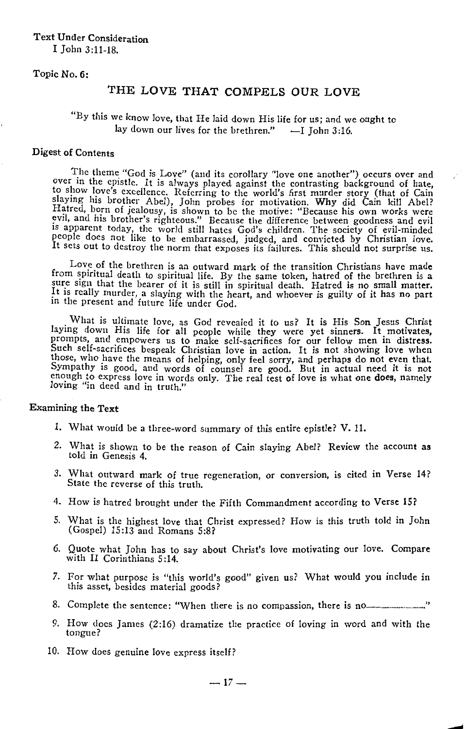Text Under Consideration
I John 3:11-18.

Topic No. 6:

## THE LOVE THAT COMPELS OUR LOVE

"By this we know love, that He laid down His life for us; and we ought to lay down our lives for the brethren." —I John 3:16.

### Digest of Contents

The theme "God is Love" (and its corollary "love one another") occurs over and over in the epistle. It is always played against the contrasting background of hate, to show love's excellence. Referring to the world's first murder story (that of Cain slaying his brother Abel), John probes for motivation. **Why did Cain kill Abel?** Hatred, born of jealousy, is shown to be the motive: "Because his own works were evil, and his brother's righteous." Because the difference between goodness and evil is apparent today, the world still hates God's children. The society of evil-minded people does not like to be embarrassed, judged, and convicted by Christian love. It sets out to destroy the norm that exposes its failures. This should not surprise us.

Love of the brethren is an outward mark of the transition Christians have made from spiritual death to spiritual life. By the same token, hatred of the brethren is a sure sign that the bearer of it is still in spiritual death. **Hatred is no small matter.** It is really murder, a slaying with the heart, and whoever is guilty of it has no part in the present and future life under God.

What is ultimate love, as God revealed it to us? It is His Son Jesus Christ laying down His life for all people while they were yet sinners. **It motivates, prompts, and empowers us to make self-sacrifices for our fellow men in distress.** Such self-sacrifices bespeak Christian love in action. It is not showing love when those, who have the means of helping, only feel sorry, and perhaps do not even that. Sympathy is good, and words of counsel are good. But in actual need it is not enough to express love in words only. The real test of love is what one **does**, namely loving "in deed and in truth."

### Examining the Text

1. What would be a three-word summary of this entire epistle? V. 11.
2. What is shown to be the reason of Cain slaying Abel? Review the account **as** told in Genesis 4.
3. What outward mark of true regeneration, or conversion, is cited in Verse 14? State the reverse of this truth.
4. How is hatred brought under the Fifth Commandment according to Verse 15?
5. What is the highest love that Christ expressed? How is this truth told in John (Gospel) 15:13 and Romans 5:8?
6. Quote what John has to say about Christ's love motivating our love. Compare with II Corinthians 5:14.
7. For what purpose is "this world's good" given us? What would you include in this asset, besides material goods?
8. Complete the sentence: "When there is no compassion, there is no.............................."
9. How does James (2:16) dramatize the practice of loving in word and with the tongue?
10. How does genuine love express itself?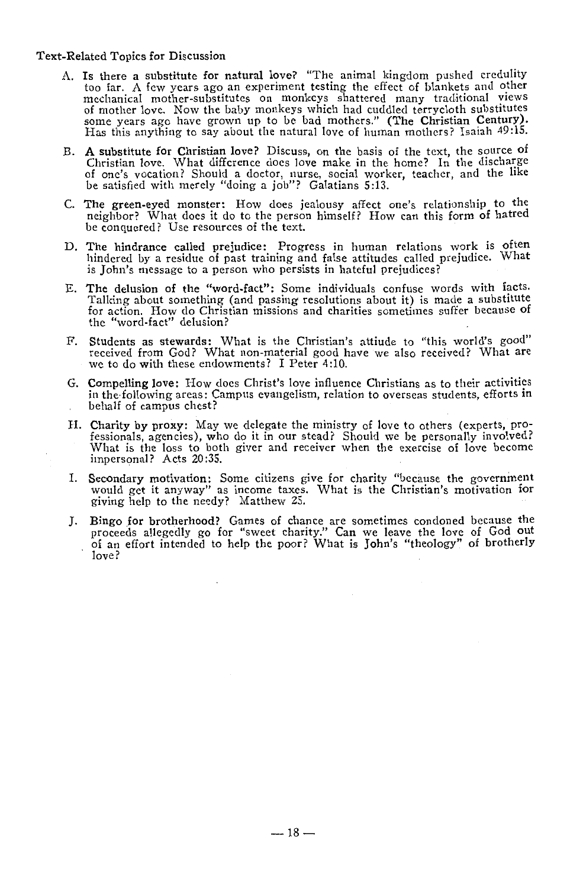Text-Related Topics for Discussion

A. **Is there a substitute for natural love?** "The animal kingdom pushed credulity too far. A few years ago an experiment testing the effect of blankets and other mechanical mother-substitutes on monkeys shattered many traditional views of mother love. Now the baby monkeys which had cuddled terrycloth substitutes some years ago have grown up to be bad mothers." **(The Christian Century).** Has this anything to say about the natural love of human mothers? Isaiah 49:15.

B. **A substitute for Christian love?** Discuss, on the basis of the text, the source of Christian love. What difference does love make in the home? In the discharge of one's vocation? Should a doctor, nurse, social worker, teacher, and the like be satisfied with merely "doing a job"? Galatians 5:13.

C. **The green-eyed monster:** How does jealousy affect one's relationship to the neighbor? What does it do to the person himself? How can this form of hatred be conquered? Use resources of the text.

D. **The hindrance called prejudice:** Progress in human relations work is often hindered by a residue of past training and false attitudes called prejudice. What is John's message to a person who persists in hateful prejudices?

E. **The delusion of the "word-fact":** Some individuals confuse words with facts. Talking about something (and passing resolutions about it) is made a substitute for action. How do Christian missions and charities sometimes suffer because of the "word-fact" delusion?

F. **Students as stewards:** What is the Christian's attiude to "this world's good" received from God? What non-material good have we also received? What are we to do with these endowments? I Peter 4:10.

G. **Compelling love:** How does Christ's love influence Christians as to their activities in the following areas: Campus evangelism, relation to overseas students, efforts in behalf of campus chest?

H. **Charity by proxy:** May we delegate the ministry of love to others (experts, professionals, agencies), who do it in our stead? Should we be personally involved? What is the loss to both giver and receiver when the exercise of love become impersonal? Acts 20:35.

I. **Secondary motivation:** Some citizens give for charity "because the government would get it anyway" as income taxes. What is the Christian's motivation for giving help to the needy? Matthew 25.

J. **Bingo for brotherhood?** Games of chance are sometimes condoned because the proceeds allegedly go for "sweet charity." Can we leave the love of God out of an effort intended to help the poor? What is John's "theology" of brotherly love?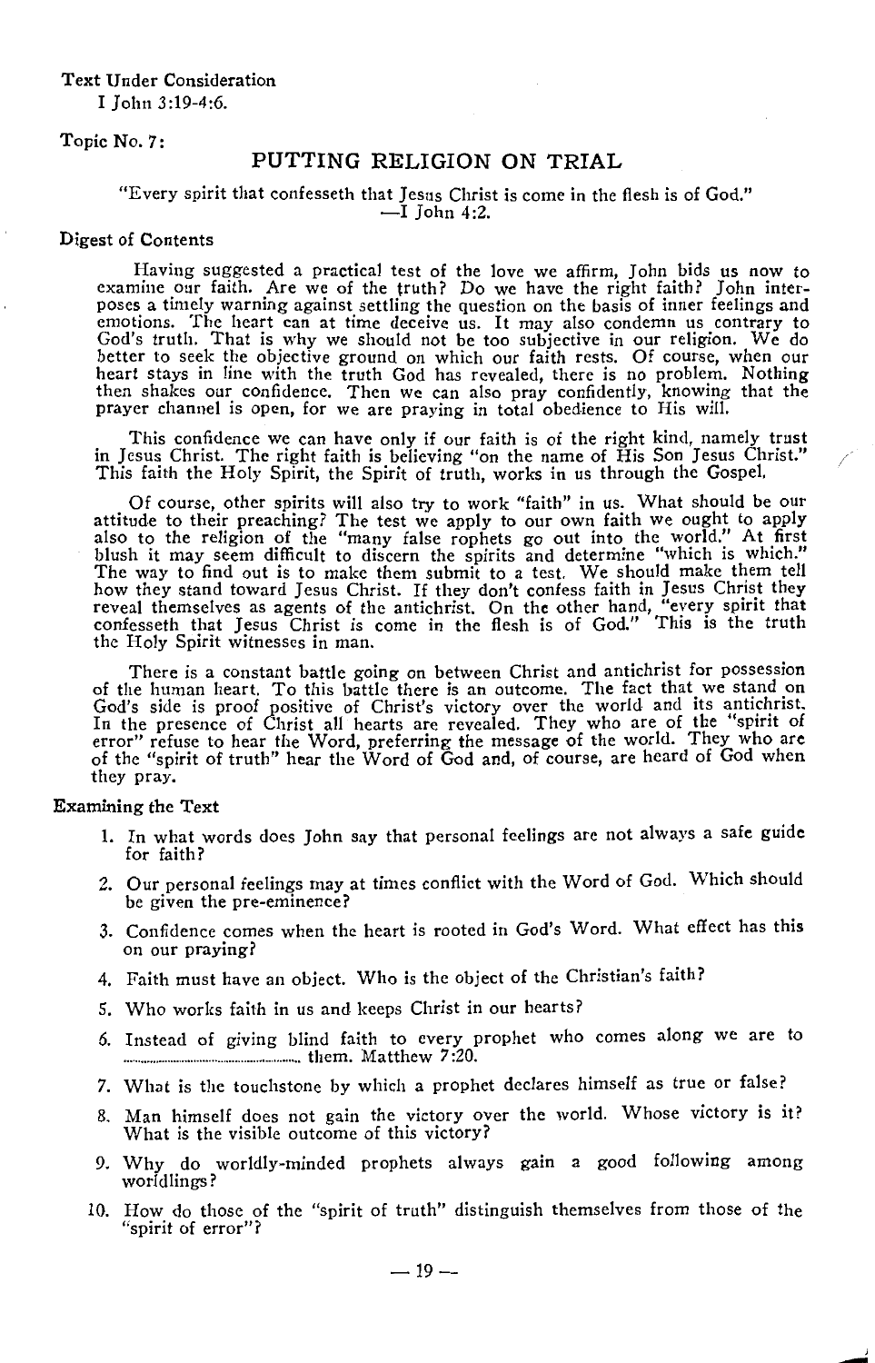Text Under Consideration

I John 3:19-4:6.

Topic No. 7:

## PUTTING RELIGION ON TRIAL

"Every spirit that confesseth that Jesus Christ is come in the flesh is of God."
—I John 4:2.

### Digest of Contents

Having suggested a practical test of the love we affirm, John bids us now to examine our faith. Are we of the truth? Do we have the right faith? John interposes a timely warning against settling the question on the basis of inner feelings and emotions. The heart can at time deceive us. It may also condemn us contrary to God's truth. That is why we should not be too subjective in our religion. We do better to seek the objective ground on which our faith rests. Of course, when our heart stays in line with the truth God has revealed, there is no problem. Nothing then shakes our confidence. Then we can also pray confidently, knowing that the prayer channel is open, for we are praying in total obedience to His will.

This confidence we can have only if our faith is of the right kind, namely trust in Jesus Christ. The right faith is believing "on the name of His Son Jesus Christ." This faith the Holy Spirit, the Spirit of truth, works in us through the Gospel.

Of course, other spirits will also try to work "faith" in us. What should be our attitude to their preaching? The test we apply to our own faith we ought to apply also to the religion of the "many false rophets go out into the world." At first blush it may seem difficult to discern the spirits and determine "which is which." The way to find out is to make them submit to a test. We should make them tell how they stand toward Jesus Christ. If they don't confess faith in Jesus Christ they reveal themselves as agents of the antichrist. On the other hand, "every spirit that confesseth that Jesus Christ is come in the flesh is of God." This is the truth the Holy Spirit witnesses in man.

There is a constant battle going on between Christ and antichrist for possession of the human heart. To this battle there is an outcome. The fact that we stand on God's side is proof positive of Christ's victory over the world and its antichrist. In the presence of Christ all hearts are revealed. They who are of the "spirit of error" refuse to hear the Word, preferring the message of the world. They who are of the "spirit of truth" hear the Word of God and, of course, are heard of God when they pray.

### Examining the Text

1. In what words does John say that personal feelings are not always a safe guide for faith?
2. Our personal feelings may at times conflict with the Word of God. Which should be given the pre-eminence?
3. Confidence comes when the heart is rooted in God's Word. What effect has this on our praying?
4. Faith must have an object. Who is the object of the Christian's faith?
5. Who works faith in us and keeps Christ in our hearts?
6. Instead of giving blind faith to every prophet who comes along we are to .............................................. them. Matthew 7:20.
7. What is the touchstone by which a prophet declares himself as true or false?
8. Man himself does not gain the victory over the world. Whose victory is it? What is the visible outcome of this victory?
9. Why do worldly-minded prophets always gain a good following among worldlings?
10. How do those of the "spirit of truth" distinguish themselves from those of the "spirit of error"?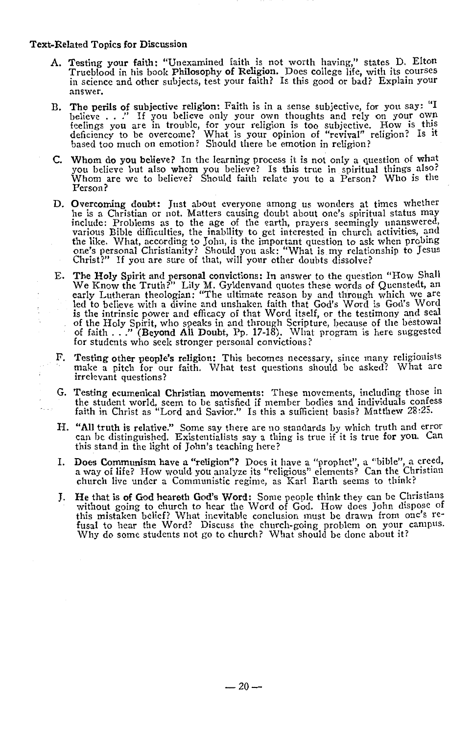**Text-Related Topics for Discussion**

A. **Testing your faith:** "Unexamined faith is not worth having," states D. Elton Trueblood in his book **Philosophy of Religion.** Does college life, with its courses in science and other subjects, test your faith? Is this good or bad? Explain your answer.

B. **The perils of subjective religion:** Faith is in a sense subjective, for you say: "I believe . . ." If you believe only your own thoughts and rely on your own feelings you are in trouble, for your religion is too subjective. How is this deficiency to be overcome? What is your opinion of "revival" religion? Is it based too much on emotion? Should there be emotion in religion?

C. **Whom do you believe?** In the learning process it is not only a question of **what** you believe but also **whom** you believe? Is this true in spiritual things also? Whom are we to believe? Should faith relate you to a Person? Who is the Person?

D. **Overcoming doubt:** Just about everyone among us wonders at times whether he is a Christian or not. Matters causing doubt about one's spiritual status may include: Problems as to the age of the earth, prayers seemingly unanswered, various Bible difficulties, the inability to get interested in church activities, and the like. What, according to John, is the important question to ask when probing one's personal Christianity? Should you ask: "What is my relationship to Jesus Christ?" If you are sure of that, will your other doubts dissolve?

E. **The Holy Spirit and personal convictions:** In answer to the question "How Shall We Know the Truth?" Lily M. Gyldenvand quotes these words of Quenstedt, an early Lutheran theologian: "The ultimate reason by and through which we are led to believe with a divine and unshaken faith that God's Word is God's Word is the intrinsic power and efficacy of that Word itself, or the testimony and seal of the Holy Spirit, who speaks in and through Scripture, because of the bestowal of faith . . ." **(Beyond All Doubt,** Pp. 17-18). What program is here suggested for students who seek stronger personal convictions?

F. **Testing other people's religion:** This becomes necessary, since many religionists make a pitch for our faith. What test questions should be asked? What are irrelevant questions?

G. **Testing ecumenical Christian movements:** These movements, including those in the student world, seem to be satisfied if member bodies and individuals confess faith in Christ as "Lord and Savior." Is this a sufficient basis? Matthew 28:20.

H. **"All truth is relative."** Some say there are no standards by which truth and error can be distinguished. Existentialists say a thing is true if it is true **for you.** Can this stand in the light of John's teaching here?

I. **Does Communism have a "religion"?** Does it have a "prophet", a "bible", a creed, a way of life? How would you analyze its "religious" elements? Can the Christian church live under a Communistic regime, as Karl Barth seems to think?

J. **He that is of God heareth God's Word:** Some people think they can be Christians without going to church to hear the Word of God. How does John dispose of this mistaken belief? What inevitable conclusion must be drawn from one's refusal to hear the Word? Discuss the church-going problem on your campus. Why do some students not go to church? What should be done about it?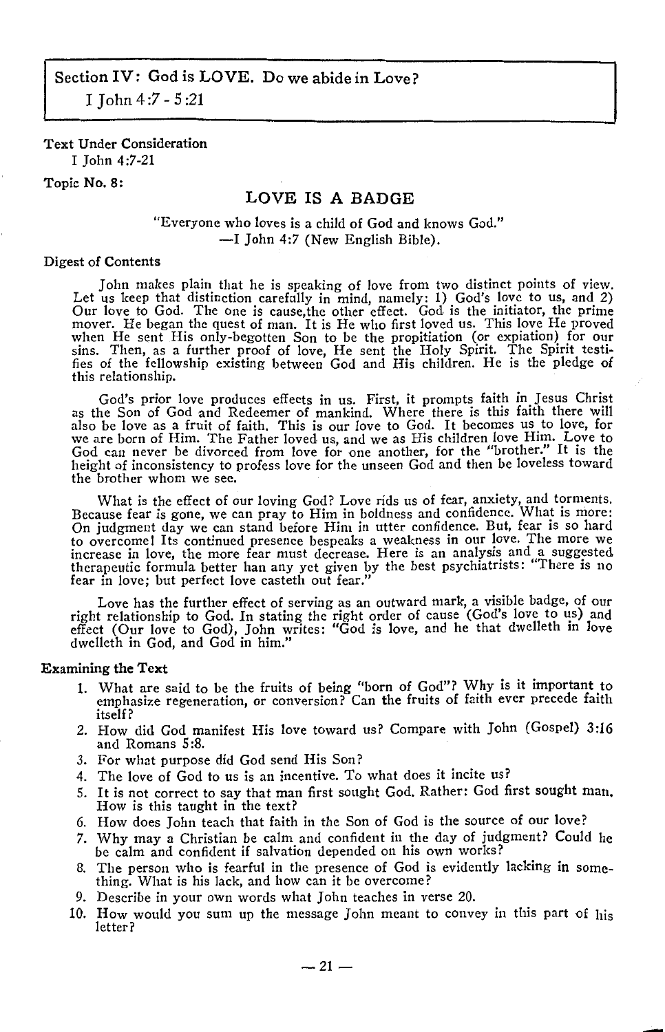## Section IV: God is LOVE. Do we abide in Love?

I John 4:7 - 5:21

**Text Under Consideration**

I John 4:7-21

**Topic No. 8:**

# LOVE IS A BADGE

"Everyone who loves is a child of God and knows God."
—I John 4:7 (New English Bible).

**Digest of Contents**

John makes plain that he is speaking of love from two distinct points of view. Let us keep that distinction carefully in mind, namely: 1) God's love to us, and 2) Our love to God. The one is cause,the other effect. God is the initiator, the prime mover. He began the quest of man. It is He who first loved us. This love He proved when He sent His only-begotten Son to be the propitiation (or expiation) for our sins. Then, as a further proof of love, He sent the Holy Spirit. The Spirit testifies of the fellowship existing between God and His children. He is the pledge of this relationship.

God's prior love produces effects in us. First, it prompts faith in Jesus Christ as the Son of God and Redeemer of mankind. Where there is this faith there will also be love as a fruit of faith. This is our love to God. It becomes us to love, for we are born of Him. The Father loved us, and we as His children love Him. Love to God can never be divorced from love for one another, for the "brother." It is the height of inconsistency to profess love for the unseen God and then be loveless toward the brother whom we see.

What is the effect of our loving God? Love rids us of fear, anxiety, and torments. Because fear is gone, we can pray to Him in boldness and confidence. What is more: On judgment day we can stand before Him in utter confidence. But, fear is so hard to overcome! Its continued presence bespeaks a weakness in our love. The more we increase in love, the more fear must decrease. Here is an analysis and a suggested therapeutic formula better han any yet given by the best psychiatrists: "There is no fear in love; but perfect love casteth out fear."

Love has the further effect of serving as an outward mark, a visible badge, of our right relationship to God. In stating the right order of cause (God's love to us) and effect (Our love to God), John writes: "God is love, and he that dwelleth in love dwelleth in God, and God in him."

**Examining the Text**

1. What are said to be the fruits of being "born of God"? Why is it important to emphasize regeneration, or conversion? Can the fruits of faith ever precede faith itself?
2. How did God manifest His love toward us? Compare with John (Gospel) 3:16 and Romans 5:8.
3. For what purpose did God send His Son?
4. The love of God to us is an incentive. To what does it incite us?
5. It is not correct to say that man first sought God. Rather: God first sought man. How is this taught in the text?
6. How does John teach that faith in the Son of God is the source of our love?
7. Why may a Christian be calm and confident in the day of judgment? Could he be calm and confident if salvation depended on his own works?
8. The person who is fearful in the presence of God is evidently lacking in something. What is his lack, and how can it be overcome?
9. Describe in your own words what John teaches in verse 20.
10. How would you sum up the message John meant to convey in this part of his letter?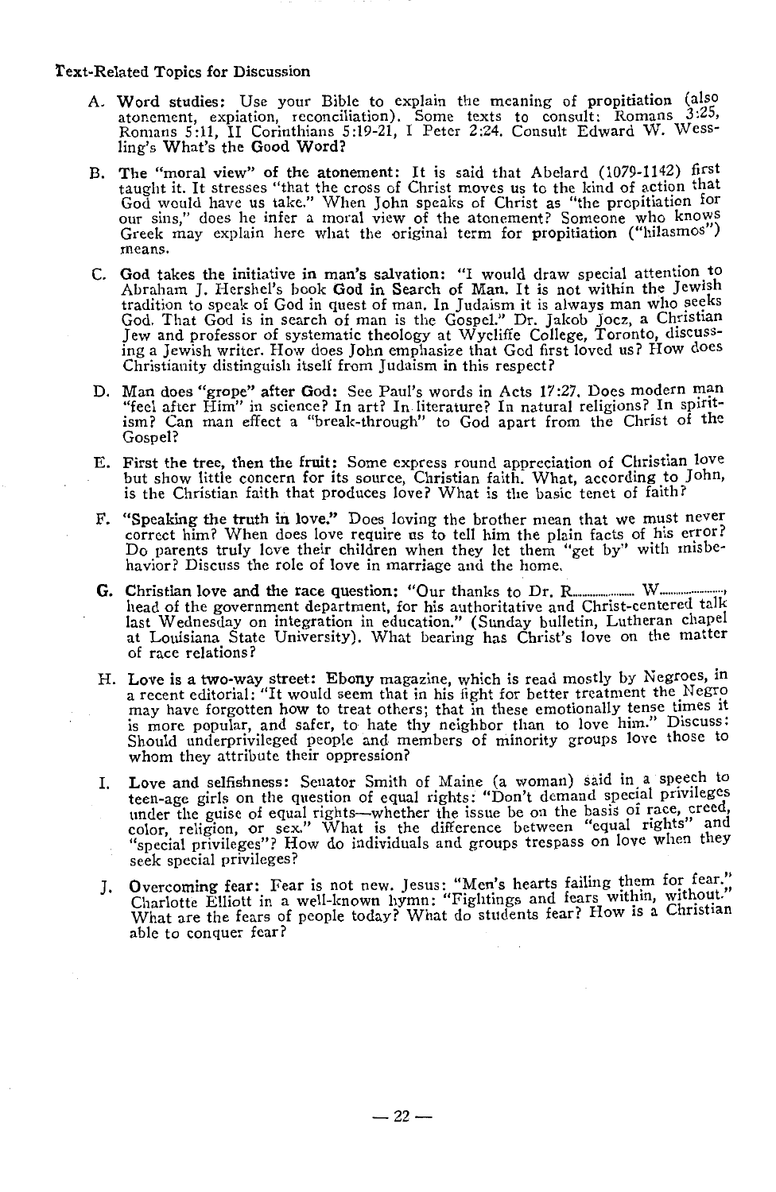Text-Related Topics for Discussion

A. **Word studies:** Use your Bible to explain the meaning of **propitiation** (also atonement, expiation, reconciliation). Some texts to consult: Romans 3:25, Romans 5:11, II Corinthians 5:19-21, I Peter 2:24. Consult Edward W. Wessling's **What's the Good Word?**

B. **The "moral view" of the atonement:** It is said that Abelard (1079-1142) first taught it. It stresses "that the cross of Christ moves us to the kind of action that God would have us take." When John speaks of Christ as "the propitiation for our sins," does he infer a moral view of the atonement? Someone who knows Greek may explain here what the original term for **propitiation** ("hilasmos") means.

C. **God takes the initiative in man's salvation:** "I would draw special attention to Abraham J. Hershel's book **God in Search of Man.** It is not within the Jewish tradition to speak of God in quest of man. In Judaism it is always man who seeks God. That God is in search of man is the Gospel." Dr. Jakob Jocz, a Christian Jew and professor of systematic theology at Wycliffe College, Toronto, discussing a Jewish writer. How does John emphasize that God first loved us? How does Christianity distinguish itself from Judaism in this respect?

D. **Man does "grope" after God:** See Paul's words in Acts 17:27. Does modern man "feel after Him" in science? In art? In literature? In natural religions? In spiritism? Can man effect a "break-through" to God apart from the Christ of the Gospel?

E. **First the tree, then the fruit:** Some express round appreciation of Christian love but show little concern for its source, Christian faith. What, according to John, is the Christian faith that produces love? What is the basic tenet of faith?

F. **"Speaking the truth in love."** Does loving the brother mean that we must never correct him? When does love require us to tell him the plain facts of his error? Do parents truly love their children when they let them "get by" with misbehavior? Discuss the role of love in marriage and the home.

G. **Christian love and the race question:** "Our thanks to Dr. R.................. W..................., head of the government department, for his authoritative and Christ-centered talk last Wednesday on integration in education." (Sunday bulletin, Lutheran chapel at Louisiana State University). What bearing has Christ's love on the matter of race relations?

H. **Love is a two-way street:** **Ebony** magazine, which is read mostly by Negroes, in a recent editorial: "It would seem that in his fight for better treatment the Negro may have forgotten how to treat others; that in these emotionally tense times it is more popular, and safer, to hate thy neighbor than to love him." Discuss: Should underprivileged people and members of minority groups love those to whom they attribute their oppression?

I. **Love and selfishness:** Senator Smith of Maine (a woman) said in a speech to teen-age girls on the question of equal rights: "Don't demand special privileges under the guise of equal rights—whether the issue be on the basis of race, creed, color, religion, or sex." What is the difference between "equal rights" and "special privileges"? How do individuals and groups trespass on love when they seek special privileges?

J. **Overcoming fear:** Fear is not new. Jesus: "Men's hearts failing them for fear." Charlotte Elliott in a well-known hymn: "Fightings and fears within, without." What are the fears of people today? What do students fear? How is a Christian able to conquer fear?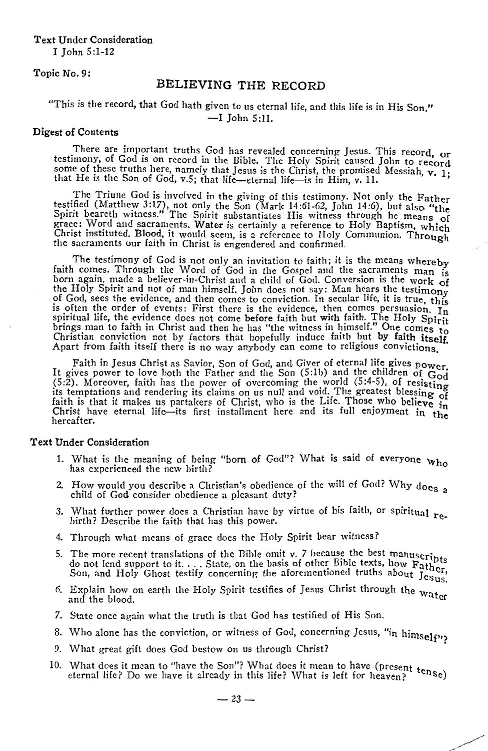**Text Under Consideration**
I John 5:1-12

**Topic No. 9:**

# BELIEVING THE RECORD

"This is the record, that God hath given to us eternal life, and this life is in His Son."
—I John 5:11.

**Digest of Contents**

There are important truths God has revealed concerning Jesus. This record, or testimony, of God is on record in the Bible. The Holy Spirit caused John to record some of these truths here, namely that Jesus is the Christ, the promised Messiah, v. 1; that He is the Son of God, v.5; that life—eternal life—is in Him, v. 11.

The Triune God is involved in the giving of this testimony. Not only the Father testified (Matthew 3:17), not only the Son (Mark 14:61-62, John 14:6), but also "the Spirit beareth witness." The Spirit substantiates His witness through he means of grace: Word and sacraments. Water is certainly a reference to Holy Baptism, which Christ instituted. Blood, it would seem, is a reference to Holy Communion. Through the sacraments our faith in Christ is engendered and confirmed.

The testimony of God is not only an invitation to faith; it is the means whereby faith comes. Through the Word of God in the Gospel and the sacraments man is born again, made a believer-in-Christ and a child of God. Conversion is the work of the Holy Spirit and not of man himself. John does not say: Man hears the testimony of God, sees the evidence, and then comes to conviction. In secular life, it is true, this is often the order of events: First there is the evidence, then comes persuasion. In spiritual life, the evidence does not come before faith but with faith. The Holy Spirit brings man to faith in Christ and then he has "the witness in himself." One comes to Christian conviction not by factors that hopefully induce faith but **by faith itself.** Apart from faith itself there is no way anybody can come to religious convictions.

Faith in Jesus Christ as Savior, Son of God, and Giver of eternal life gives power. It gives power to love both the Father and the Son (5:1b) and the children of God (5:2). Moreover, faith has the power of overcoming the world (5:4-5), of resisting its temptations and rendering its claims on us null and void. The greatest blessing of faith is that it makes us partakers of Christ, who is the Life. Those who believe in Christ have eternal life—its first installment here and its full enjoyment in the hereafter.

**Text Under Consideration**

1. What is the meaning of being "born of God"? What is said of everyone who has experienced the new birth?
2. How would you describe a Christian's obedience of the will of God? Why does a child of God consider obedience a pleasant duty?
3. What further power does a Christian have by virtue of his faith, or spiritual rebirth? Describe the faith that has this power.
4. Through what means of grace does the Holy Spirit bear witness?
5. The more recent translations of the Bible omit v. 7 because the best manuscripts do not lend support to it. . . . State, on the basis of other Bible texts, how Father, Son, and Holy Ghost testify concerning the aforementioned truths about Jesus.
6. Explain how on earth the Holy Spirit testifies of Jesus Christ through the water and the blood.
7. State once again what the truth is that God has testified of His Son.
8. Who alone has the conviction, or witness of God, concerning Jesus, "in himself"?
9. What great gift does God bestow on us through Christ?
10. What does it mean to "have the Son"? What does it mean to have (present tense) eternal life? Do we have it already in this life? What is left for heaven?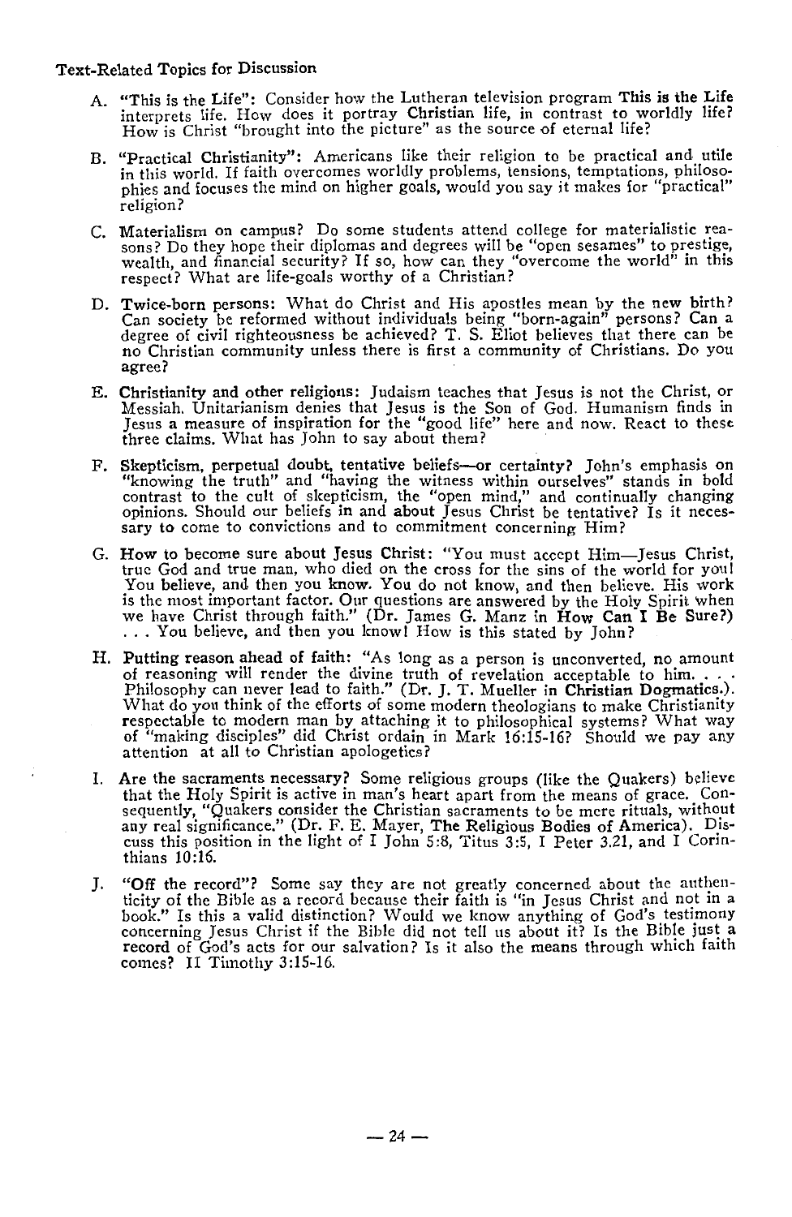### Text-Related Topics for Discussion

A. "This is the Life": Consider how the Lutheran television program **This is the Life** interprets life. How does it portray **Christian** life, in contrast to worldly life? How is Christ "brought into the picture" as the source of eternal life?

B. "Practical Christianity": Americans like their religion to be practical and utile in this world. If faith overcomes worldly problems, tensions, temptations, philosophies and focuses the mind on higher goals, would you say it makes for "practical" religion?

C. Materialism on campus? Do some students attend college for materialistic reasons? Do they hope their diplomas and degrees will be "open sesames" to prestige, wealth, and financial security? If so, how can they "overcome the world" in this respect? What are life-goals worthy of a Christian?

D. **Twice-born persons**: What do Christ and His apostles mean by the **new birth**? Can society be reformed without individuals being "born-again" persons? Can a degree of civil righteousness be achieved? T. S. Eliot believes that there can be no Christian community unless there is first a community of Christians. Do you agree?

E. **Christianity and other religions**: Judaism teaches that Jesus is not the Christ, or Messiah. Unitarianism denies that Jesus is the Son of God. Humanism finds in Jesus a measure of inspiration for the "good life" here and now. React to these three claims. What has John to say about them?

F. **Skepticism, perpetual doubt, tentative beliefs—or certainty?** John's emphasis on "knowing the truth" and "having the witness within ourselves" stands in bold contrast to the cult of skepticism, the "open mind," and continually changing opinions. Should our beliefs **in** and **about** Jesus Christ be tentative? Is it necessary to come to convictions and to commitment concerning Him?

G. **How to become sure about Jesus Christ**: "You must accept Him—Jesus Christ, true God and true man, who died on the cross for the sins of the world for you! You **believe**, and then you **know**. You do not know, and then believe. His work is the most important factor. Our questions are answered by the Holy Spirit when we have Christ through faith." (Dr. James G. Manz in **How Can I Be Sure?**) . . . You believe, and then you know! How is this stated by John?

H. **Putting reason ahead of faith**: "As long as a person is unconverted, no amount of reasoning will render the divine truth of revelation acceptable to him. . . . Philosophy can never lead to faith." (Dr. J. T. Mueller in **Christian Dogmatics**.). What do you think of the efforts of some modern theologians to make Christianity respectable to modern man by attaching it to philosophical systems? What way of "making disciples" did Christ ordain in Mark 16:15-16? Should we pay any attention at all to Christian apologetics?

I. **Are the sacraments necessary?** Some religious groups (like the Quakers) believe that the Holy Spirit is active in man's heart apart from the means of grace. Consequently, "Quakers consider the Christian sacraments to be mere rituals, without any real significance." (Dr. F. E. Mayer, **The Religious Bodies of America**). Discuss this position in the light of I John 5:8, Titus 3:5, I Peter 3.21, and I Corinthians 10:16.

J. **"Off the record"?** Some say they are not greatly concerned about the authenticity of the Bible as a record because their faith is "in Jesus Christ and not in a book." Is this a valid distinction? Would we know anything of God's testimony concerning Jesus Christ if the Bible did not tell us about it? Is the Bible just a record of God's acts for our salvation? Is it also the means through which faith comes? II Timothy 3:15-16.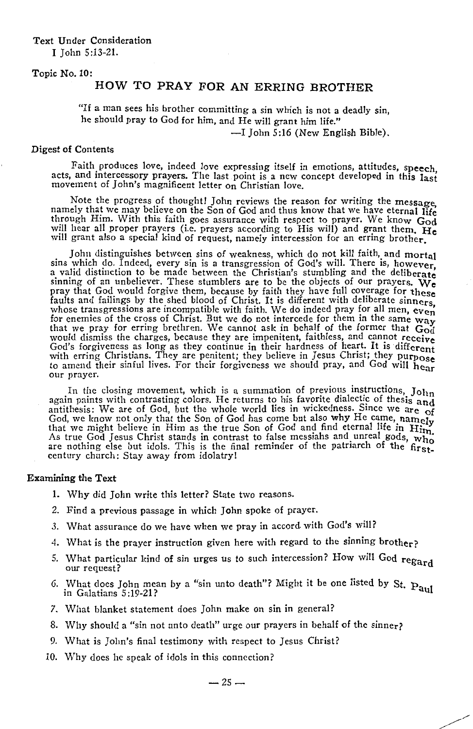Text Under Consideration
I John 5:13-21.

Topic No. 10:

## HOW TO PRAY FOR AN ERRING BROTHER

> "If a man sees his brother committing a sin which is not a deadly sin, he should pray to God for him, and He will grant him life."
>
> —I John 5:16 (New English Bible).

### Digest of Contents

Faith produces love, indeed love expressing itself in emotions, attitudes, speech, acts, and intercessory prayers. The last point is a new concept developed in this last movement of John's magnificent letter on Christian love.

Note the progress of thought! John reviews the reason for writing the message, namely that we may believe on the Son of God and thus know that we have eternal life through Him. With this faith goes assurance with respect to prayer. We know God will hear all proper prayers (i.e. prayers according to His will) and grant them. He will grant also a special kind of request, namely intercession for an erring brother.

John distinguishes between sins of weakness, which do not kill faith, and mortal sins which do. Indeed, every sin is a transgression of God's will. There is, however, a valid distinction to be made between the Christian's stumbling and the deliberate sinning of an unbeliever. These stumblers are to be the objects of our prayers. We pray that God would forgive them, because by faith they have full coverage for these faults and failings by the shed blood of Christ. It is different with deliberate sinners, whose transgressions are incompatible with faith. We do indeed pray for all men, even for enemies of the cross of Christ. But we do not intercede for them in the same way that we pray for erring brethren. We cannot ask in behalf of the former that God would dismiss the charges, because they are impenitent, faithless, and cannot receive God's forgiveness as long as they continue in their hardness of heart. It is different with erring Christians. They are penitent; they believe in Jesus Christ; they purpose to amend their sinful lives. For their forgiveness we should pray, and God will hear our prayer.

In the closing movement, which is a summation of previous instructions, John again paints with contrasting colors. He returns to his favorite dialectic of thesis and antithesis: We are of God, but the whole world lies in wickedness. Since we are of God, we know not only that the Son of God has come but also why He came, namely that we might believe in Him as the true Son of God and find eternal life in Him. As true God Jesus Christ stands in contrast to false messiahs and unreal gods, who are nothing else but idols. This is the final reminder of the patriarch of the first-century church: Stay away from idolatry!

### Examining the Text

1. Why did John write this letter? State two reasons.
2. Find a previous passage in which John spoke of prayer.
3. What assurance do we have when we pray in accord with God's will?
4. What is the prayer instruction given here with regard to the sinning brother?
5. What particular kind of sin urges us to such intercession? How will God regard our request?
6. What does John mean by a "sin unto death"? Might it be one listed by St. Paul in Galatians 5:19-21?
7. What blanket statement does John make on sin in general?
8. Why should a "sin not unto death" urge our prayers in behalf of the sinner?
9. What is John's final testimony with respect to Jesus Christ?
10. Why does he speak of idols in this connection?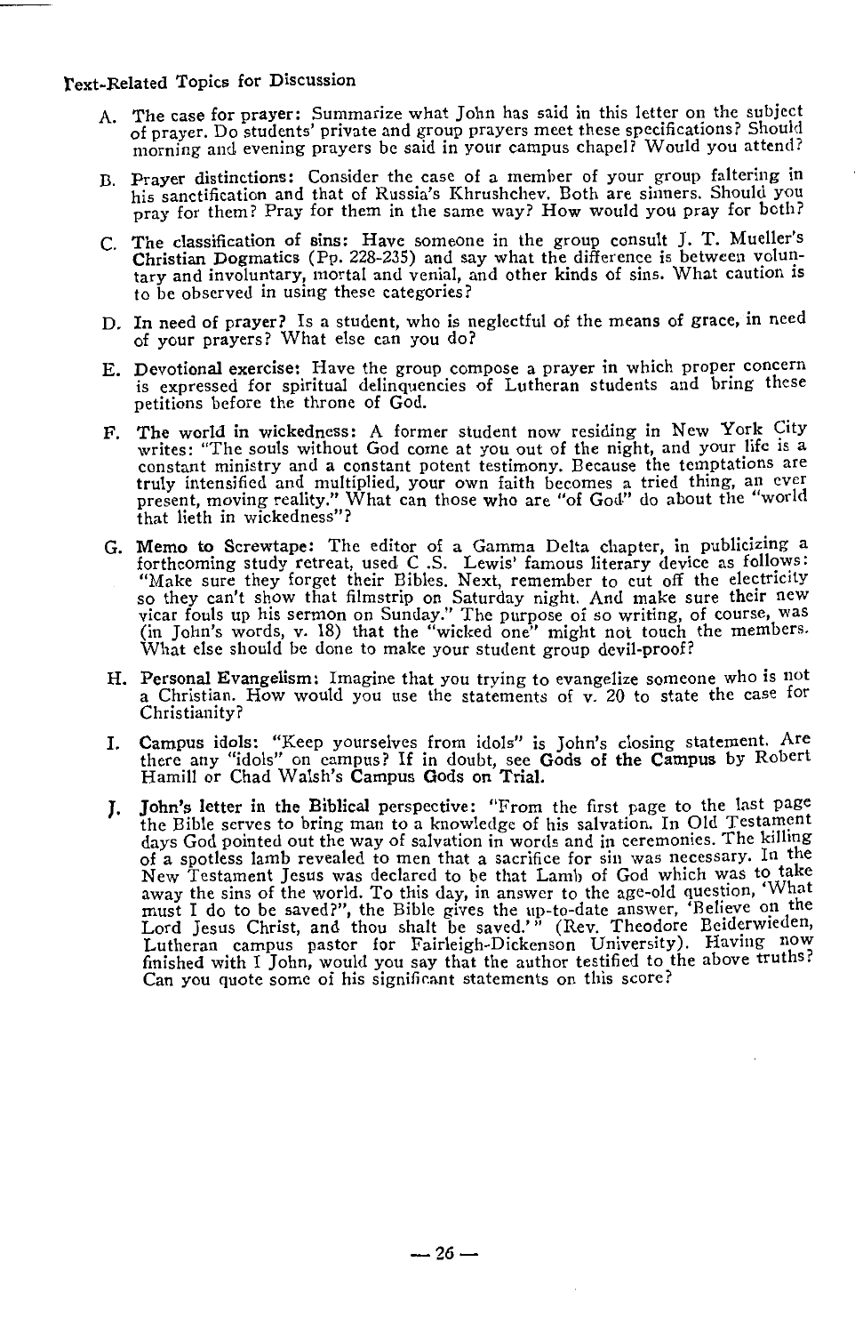## Text-Related Topics for Discussion

A. **The case for prayer:** Summarize what John has said in this letter on the subject of prayer. Do students' private and group prayers meet these specifications? Should morning and evening prayers be said in your campus chapel? Would you attend?

B. **Prayer distinctions:** Consider the case of a member of your group faltering in his sanctification and that of Russia's Khrushchev. Both are sinners. Should you pray for them? Pray for them in the same way? How would you pray for both?

C. **The classification of sins:** Have someone in the group consult J. T. Mueller's **Christian Dogmatics** (Pp. 228-235) and say what the difference is between voluntary and involuntary, mortal and venial, and other kinds of sins. What caution is to be observed in using these categories?

D. **In need of prayer?** Is a student, who is neglectful of the means of grace, in need of your prayers? What else can you do?

E. **Devotional exercise:** Have the group compose a prayer in which proper concern is expressed for spiritual delinquencies of Lutheran students and bring these petitions before the throne of God.

F. **The world in wickedness:** A former student now residing in New York City writes: "The souls without God come at you out of the night, and your life is a constant ministry and a constant potent testimony. Because the temptations are truly intensified and multiplied, your own faith becomes a tried thing, an ever present, moving reality." What can those who are "of God" do about the "world that lieth in wickedness"?

G. **Memo to Screwtape:** The editor of a Gamma Delta chapter, in publicizing a forthcoming study retreat, used C .S. Lewis' famous literary device as follows: "Make sure they forget their Bibles. Next, remember to cut off the electricity so they can't show that filmstrip on Saturday night. And make sure their new vicar fouls up his sermon on Sunday." The purpose of so writing, of course, was (in John's words, v. 18) that the "wicked one" might not touch the members. What else should be done to make your student group devil-proof?

H. **Personal Evangelism:** Imagine that you trying to evangelize someone who is not a Christian. How would you use the statements of v. 20 to state the case for Christianity?

I. **Campus idols:** "Keep yourselves from idols" is John's closing statement. Are there any "idols" on campus? If in doubt, see **Gods of the Campus** by Robert Hamill or Chad Walsh's **Campus Gods on Trial.**

J. **John's letter in the Biblical perspective:** "From the first page to the last page the Bible serves to bring man to a knowledge of his salvation. In Old Testament days God pointed out the way of salvation in words and in ceremonies. The killing of a spotless lamb revealed to men that a sacrifice for sin was necessary. In the New Testament Jesus was declared to be that Lamb of God which was to take away the sins of the world. To this day, in answer to the age-old question, 'What must I do to be saved?", the Bible gives the up-to-date answer, 'Believe on the Lord Jesus Christ, and thou shalt be saved.'" (Rev. Theodore Beiderwieden, Lutheran campus pastor for Fairleigh-Dickenson University). Having now finished with I John, would you say that the author testified to the above truths? Can you quote some of his significant statements on this score?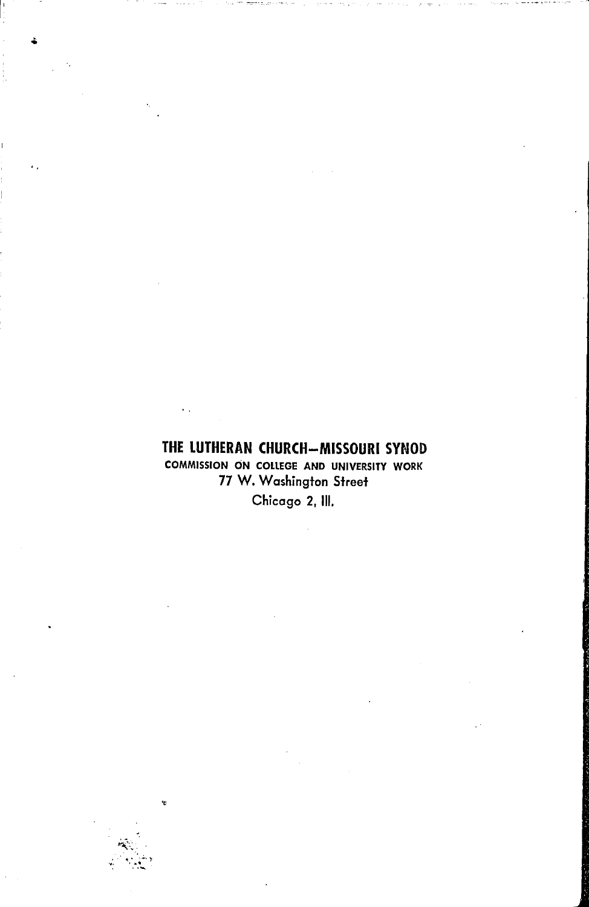**THE LUTHERAN CHURCH—MISSOURI SYNOD**

**COMMISSION ON COLLEGE AND UNIVERSITY WORK**

77 W. Washington Street

Chicago 2, Ill.